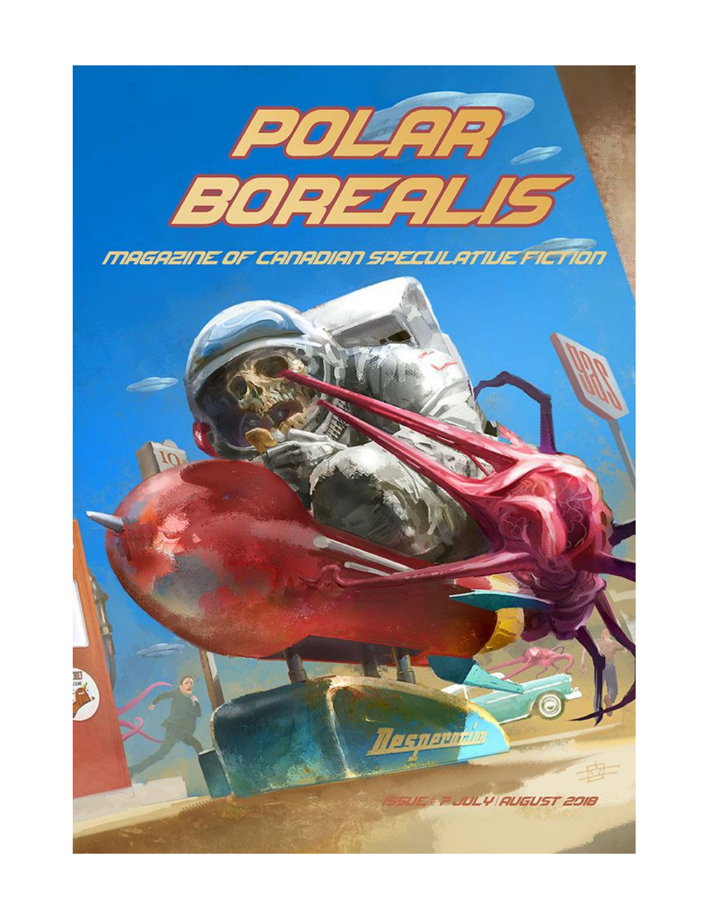# POLAR BOREALIS

## MAGAZINE OF CANADIAN SPECULATIVE FICTION

ISSUE # 7 JULY | AUGUST 2018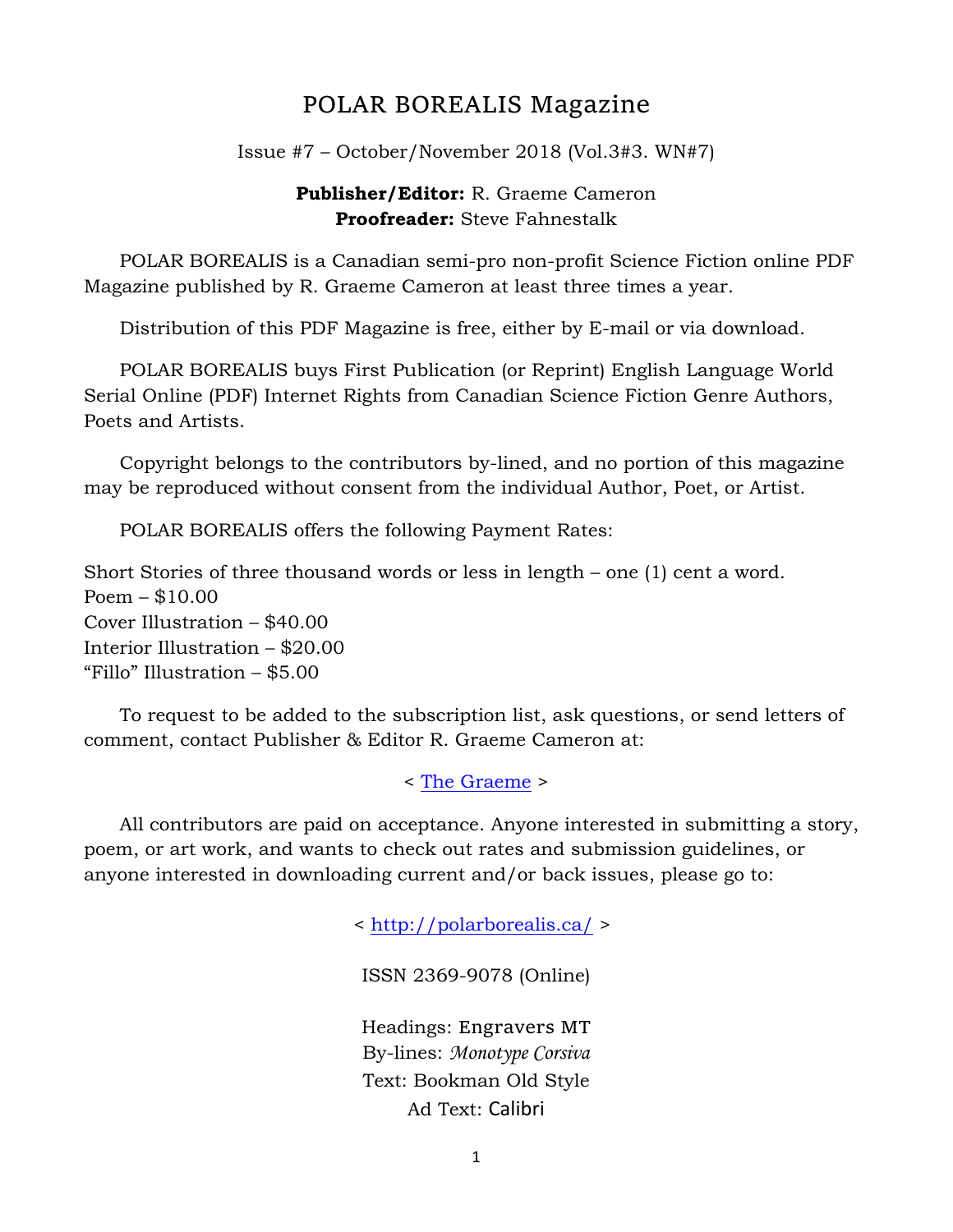# POLAR BOREALIS Magazine

Issue #7 – October/November 2018 (Vol.3#3. WN#7)

**Publisher/Editor:** R. Graeme Cameron
**Proofreader:** Steve Fahnestalk

POLAR BOREALIS is a Canadian semi-pro non-profit Science Fiction online PDF Magazine published by R. Graeme Cameron at least three times a year.

Distribution of this PDF Magazine is free, either by E-mail or via download.

POLAR BOREALIS buys First Publication (or Reprint) English Language World Serial Online (PDF) Internet Rights from Canadian Science Fiction Genre Authors, Poets and Artists.

Copyright belongs to the contributors by-lined, and no portion of this magazine may be reproduced without consent from the individual Author, Poet, or Artist.

POLAR BOREALIS offers the following Payment Rates:

Short Stories of three thousand words or less in length – one (1) cent a word.
Poem – $10.00
Cover Illustration – $40.00
Interior Illustration – $20.00
"Fillo" Illustration – $5.00

To request to be added to the subscription list, ask questions, or send letters of comment, contact Publisher & Editor R. Graeme Cameron at:

< The Graeme >

All contributors are paid on acceptance. Anyone interested in submitting a story, poem, or art work, and wants to check out rates and submission guidelines, or anyone interested in downloading current and/or back issues, please go to:

< http://polarborealis.ca/ >

ISSN 2369-9078 (Online)

Headings: Engravers MT
By-lines: *Monotype Corsiva*
Text: Bookman Old Style
Ad Text: Calibri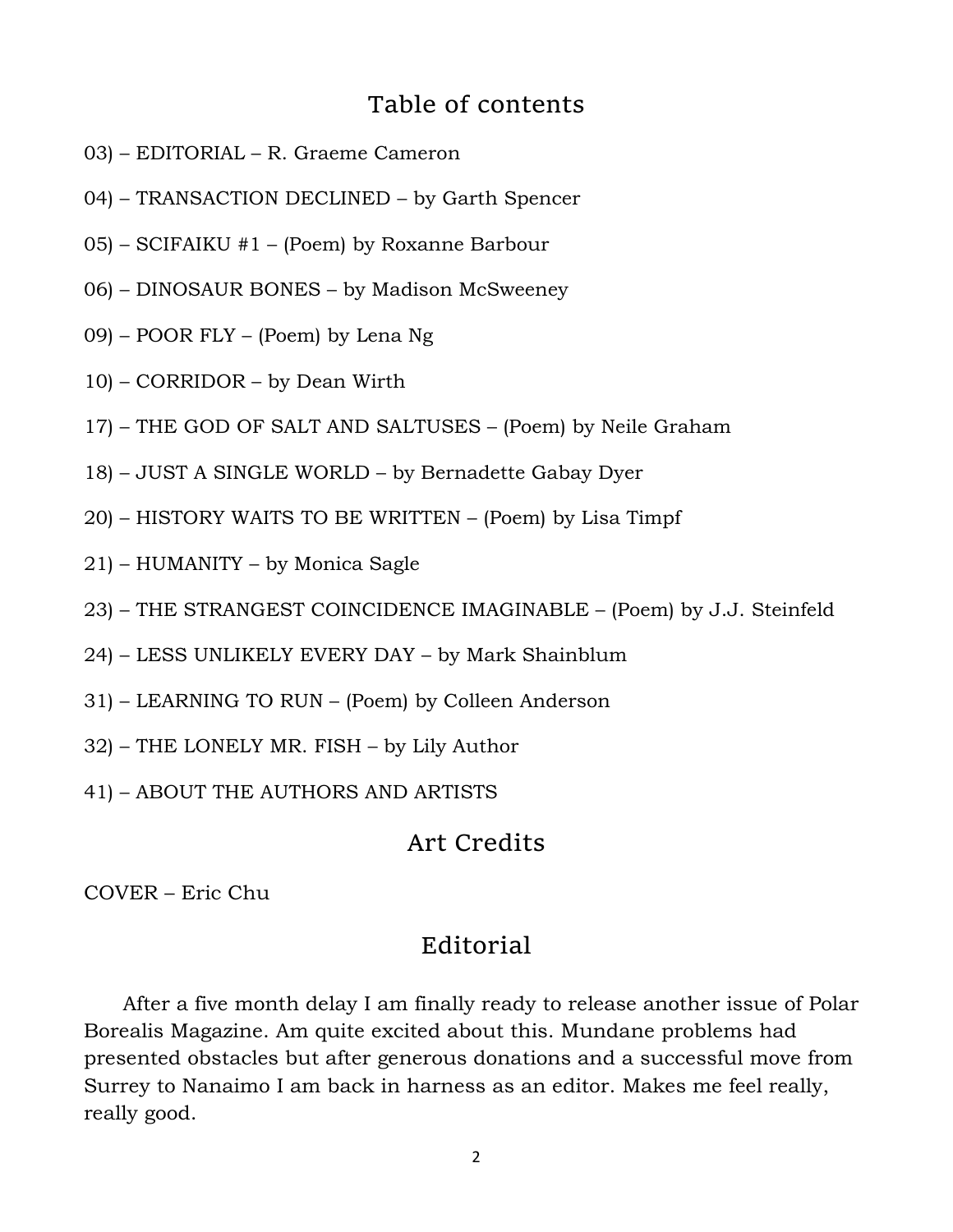## Table of contents

03) – EDITORIAL – R. Graeme Cameron

04) – TRANSACTION DECLINED – by Garth Spencer

05) – SCIFAIKU #1 – (Poem) by Roxanne Barbour

06) – DINOSAUR BONES – by Madison McSweeney

09) – POOR FLY – (Poem) by Lena Ng

10) – CORRIDOR – by Dean Wirth

17) – THE GOD OF SALT AND SALTUSES – (Poem) by Neile Graham

18) – JUST A SINGLE WORLD – by Bernadette Gabay Dyer

20) – HISTORY WAITS TO BE WRITTEN – (Poem) by Lisa Timpf

21) – HUMANITY – by Monica Sagle

23) – THE STRANGEST COINCIDENCE IMAGINABLE – (Poem) by J.J. Steinfeld

24) – LESS UNLIKELY EVERY DAY – by Mark Shainblum

31) – LEARNING TO RUN – (Poem) by Colleen Anderson

32) – THE LONELY MR. FISH – by Lily Author

41) – ABOUT THE AUTHORS AND ARTISTS

## Art Credits

COVER – Eric Chu

## Editorial

After a five month delay I am finally ready to release another issue of Polar Borealis Magazine. Am quite excited about this. Mundane problems had presented obstacles but after generous donations and a successful move from Surrey to Nanaimo I am back in harness as an editor. Makes me feel really, really good.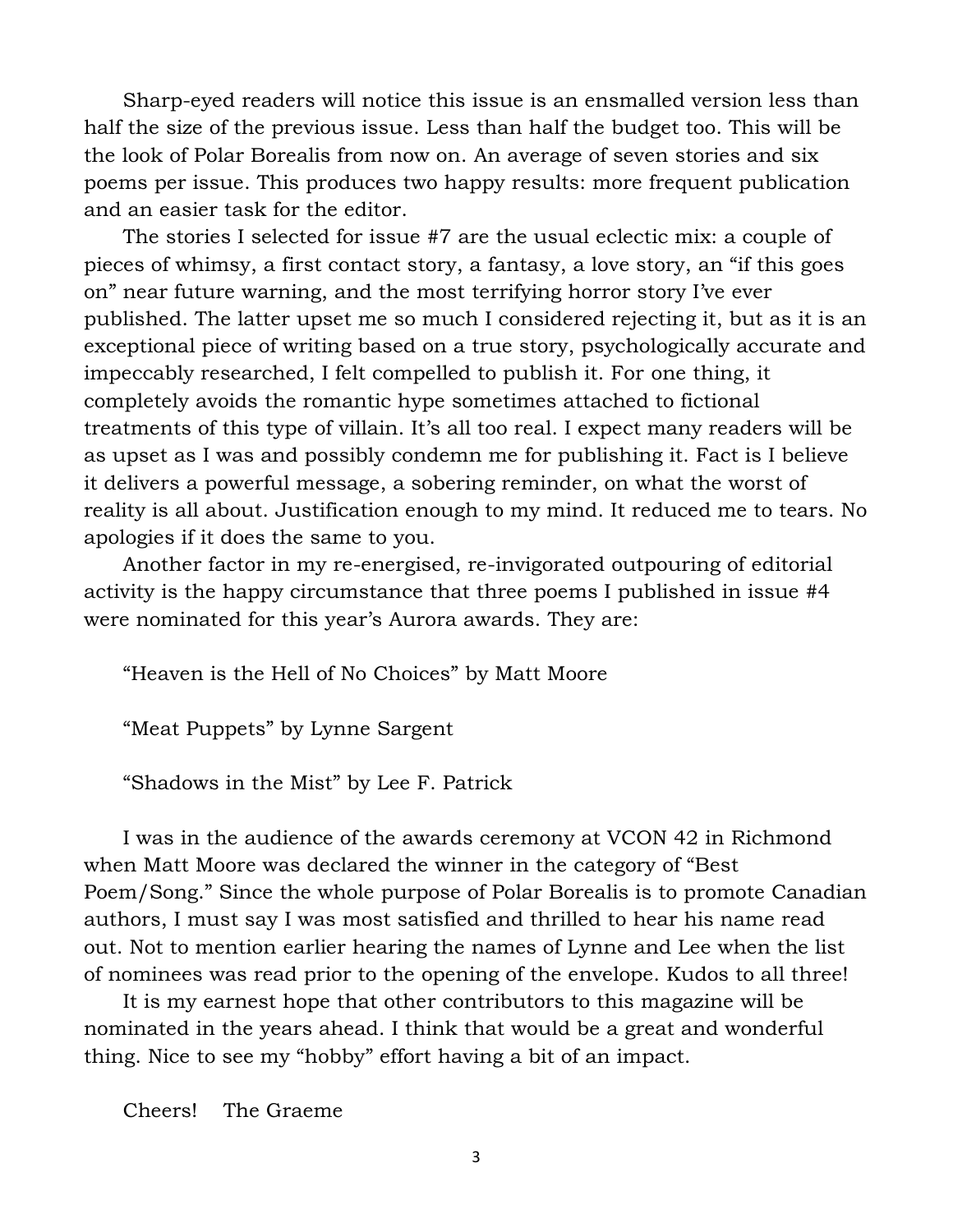Sharp-eyed readers will notice this issue is an ensmalled version less than half the size of the previous issue. Less than half the budget too. This will be the look of Polar Borealis from now on. An average of seven stories and six poems per issue. This produces two happy results: more frequent publication and an easier task for the editor.

The stories I selected for issue #7 are the usual eclectic mix: a couple of pieces of whimsy, a first contact story, a fantasy, a love story, an "if this goes on" near future warning, and the most terrifying horror story I've ever published. The latter upset me so much I considered rejecting it, but as it is an exceptional piece of writing based on a true story, psychologically accurate and impeccably researched, I felt compelled to publish it. For one thing, it completely avoids the romantic hype sometimes attached to fictional treatments of this type of villain. It's all too real. I expect many readers will be as upset as I was and possibly condemn me for publishing it. Fact is I believe it delivers a powerful message, a sobering reminder, on what the worst of reality is all about. Justification enough to my mind. It reduced me to tears. No apologies if it does the same to you.

Another factor in my re-energised, re-invigorated outpouring of editorial activity is the happy circumstance that three poems I published in issue #4 were nominated for this year's Aurora awards. They are:

"Heaven is the Hell of No Choices" by Matt Moore

"Meat Puppets" by Lynne Sargent

"Shadows in the Mist" by Lee F. Patrick

I was in the audience of the awards ceremony at VCON 42 in Richmond when Matt Moore was declared the winner in the category of "Best Poem/Song." Since the whole purpose of Polar Borealis is to promote Canadian authors, I must say I was most satisfied and thrilled to hear his name read out. Not to mention earlier hearing the names of Lynne and Lee when the list of nominees was read prior to the opening of the envelope. Kudos to all three!

It is my earnest hope that other contributors to this magazine will be nominated in the years ahead. I think that would be a great and wonderful thing. Nice to see my "hobby" effort having a bit of an impact.

Cheers! The Graeme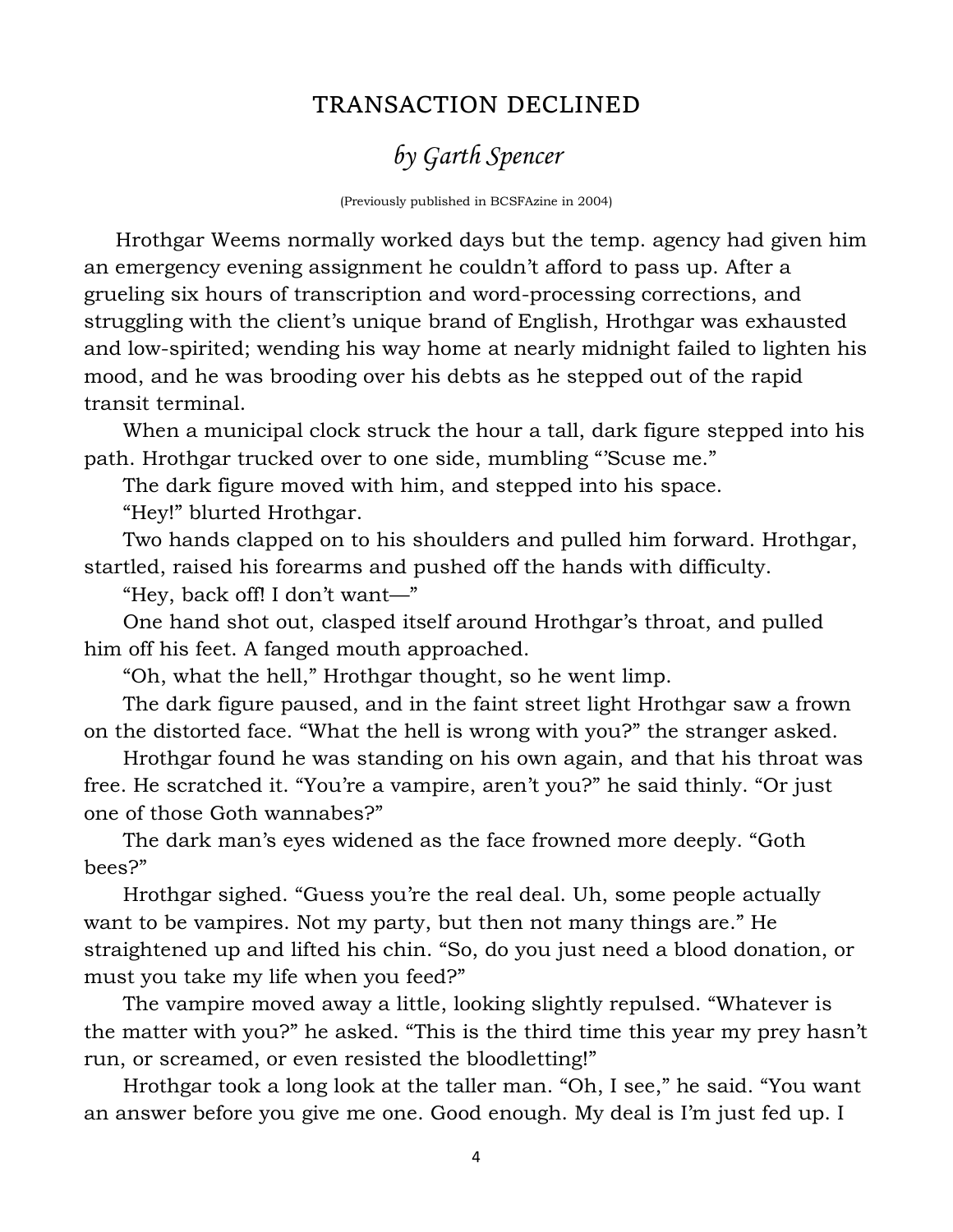## TRANSACTION DECLINED

### *by Garth Spencer*

(Previously published in BCSFAzine in 2004)

Hrothgar Weems normally worked days but the temp. agency had given him an emergency evening assignment he couldn't afford to pass up. After a grueling six hours of transcription and word-processing corrections, and struggling with the client's unique brand of English, Hrothgar was exhausted and low-spirited; wending his way home at nearly midnight failed to lighten his mood, and he was brooding over his debts as he stepped out of the rapid transit terminal.

When a municipal clock struck the hour a tall, dark figure stepped into his path. Hrothgar trucked over to one side, mumbling "'Scuse me."

The dark figure moved with him, and stepped into his space.

"Hey!" blurted Hrothgar.

Two hands clapped on to his shoulders and pulled him forward. Hrothgar, startled, raised his forearms and pushed off the hands with difficulty.

"Hey, back off! I don't want—"

One hand shot out, clasped itself around Hrothgar's throat, and pulled him off his feet. A fanged mouth approached.

"Oh, what the hell," Hrothgar thought, so he went limp.

The dark figure paused, and in the faint street light Hrothgar saw a frown on the distorted face. "What the hell is wrong with you?" the stranger asked.

Hrothgar found he was standing on his own again, and that his throat was free. He scratched it. "You're a vampire, aren't you?" he said thinly. "Or just one of those Goth wannabes?"

The dark man's eyes widened as the face frowned more deeply. "Goth bees?"

Hrothgar sighed. "Guess you're the real deal. Uh, some people actually want to be vampires. Not my party, but then not many things are." He straightened up and lifted his chin. "So, do you just need a blood donation, or must you take my life when you feed?"

The vampire moved away a little, looking slightly repulsed. "Whatever is the matter with you?" he asked. "This is the third time this year my prey hasn't run, or screamed, or even resisted the bloodletting!"

Hrothgar took a long look at the taller man. "Oh, I see," he said. "You want an answer before you give me one. Good enough. My deal is I'm just fed up. I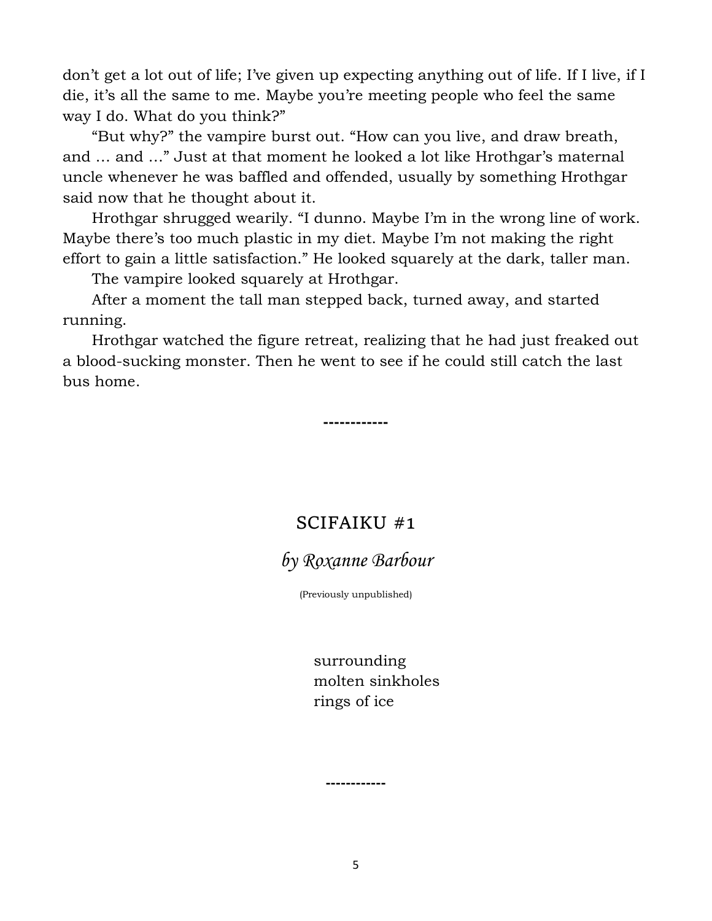don't get a lot out of life; I've given up expecting anything out of life. If I live, if I die, it's all the same to me. Maybe you're meeting people who feel the same way I do. What do you think?"

"But why?" the vampire burst out. "How can you live, and draw breath, and … and …" Just at that moment he looked a lot like Hrothgar's maternal uncle whenever he was baffled and offended, usually by something Hrothgar said now that he thought about it.

Hrothgar shrugged wearily. "I dunno. Maybe I'm in the wrong line of work. Maybe there's too much plastic in my diet. Maybe I'm not making the right effort to gain a little satisfaction." He looked squarely at the dark, taller man.

The vampire looked squarely at Hrothgar.

After a moment the tall man stepped back, turned away, and started running.

Hrothgar watched the figure retreat, realizing that he had just freaked out a blood-sucking monster. Then he went to see if he could still catch the last bus home.

**------------**

## SCIFAIKU #1

### *by Roxanne Barbour*

(Previously unpublished)

surrounding
molten sinkholes
rings of ice

**------------**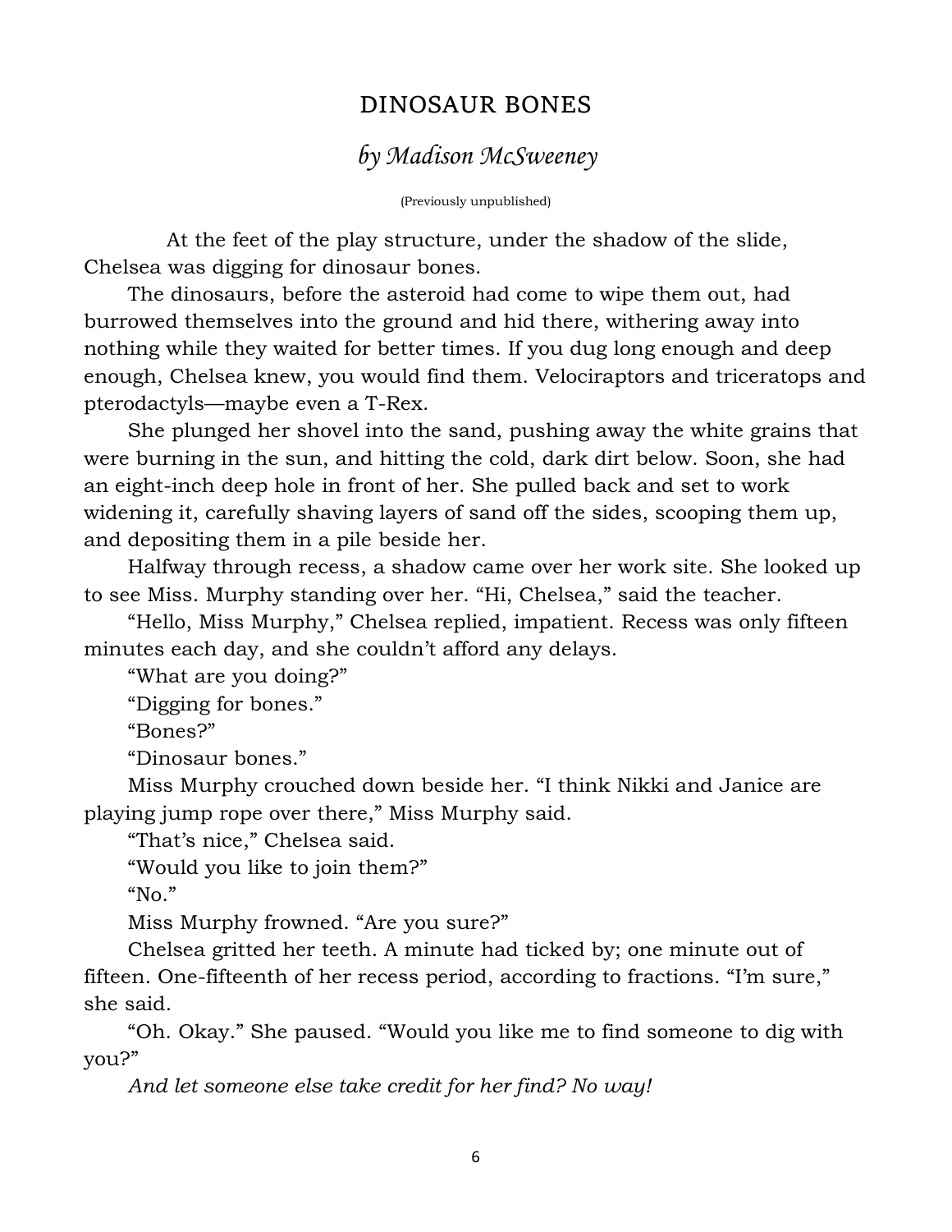# DINOSAUR BONES

## *by Madison McSweeney*

(Previously unpublished)

At the feet of the play structure, under the shadow of the slide, Chelsea was digging for dinosaur bones.

The dinosaurs, before the asteroid had come to wipe them out, had burrowed themselves into the ground and hid there, withering away into nothing while they waited for better times. If you dug long enough and deep enough, Chelsea knew, you would find them. Velociraptors and triceratops and pterodactyls—maybe even a T-Rex.

She plunged her shovel into the sand, pushing away the white grains that were burning in the sun, and hitting the cold, dark dirt below. Soon, she had an eight-inch deep hole in front of her. She pulled back and set to work widening it, carefully shaving layers of sand off the sides, scooping them up, and depositing them in a pile beside her.

Halfway through recess, a shadow came over her work site. She looked up to see Miss. Murphy standing over her. "Hi, Chelsea," said the teacher.

"Hello, Miss Murphy," Chelsea replied, impatient. Recess was only fifteen minutes each day, and she couldn't afford any delays.

"What are you doing?"

"Digging for bones."

"Bones?"

"Dinosaur bones."

Miss Murphy crouched down beside her. "I think Nikki and Janice are playing jump rope over there," Miss Murphy said.

"That's nice," Chelsea said.

"Would you like to join them?"

"No."

Miss Murphy frowned. "Are you sure?"

Chelsea gritted her teeth. A minute had ticked by; one minute out of fifteen. One-fifteenth of her recess period, according to fractions. "I'm sure," she said.

"Oh. Okay." She paused. "Would you like me to find someone to dig with you?"

*And let someone else take credit for her find? No way!*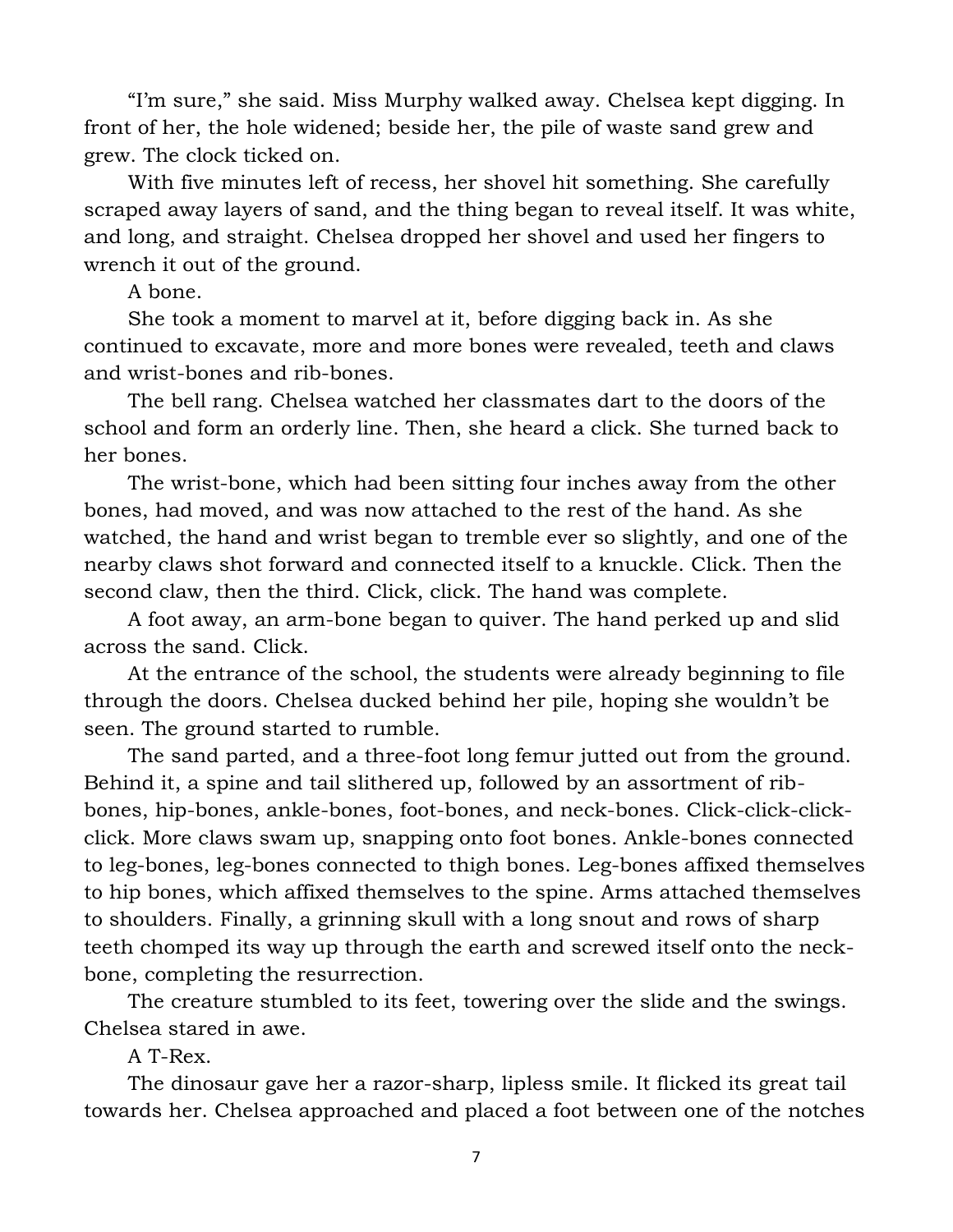"I'm sure," she said. Miss Murphy walked away. Chelsea kept digging. In front of her, the hole widened; beside her, the pile of waste sand grew and grew. The clock ticked on.

With five minutes left of recess, her shovel hit something. She carefully scraped away layers of sand, and the thing began to reveal itself. It was white, and long, and straight. Chelsea dropped her shovel and used her fingers to wrench it out of the ground.

A bone.

She took a moment to marvel at it, before digging back in. As she continued to excavate, more and more bones were revealed, teeth and claws and wrist-bones and rib-bones.

The bell rang. Chelsea watched her classmates dart to the doors of the school and form an orderly line. Then, she heard a click. She turned back to her bones.

The wrist-bone, which had been sitting four inches away from the other bones, had moved, and was now attached to the rest of the hand. As she watched, the hand and wrist began to tremble ever so slightly, and one of the nearby claws shot forward and connected itself to a knuckle. Click. Then the second claw, then the third. Click, click. The hand was complete.

A foot away, an arm-bone began to quiver. The hand perked up and slid across the sand. Click.

At the entrance of the school, the students were already beginning to file through the doors. Chelsea ducked behind her pile, hoping she wouldn't be seen. The ground started to rumble.

The sand parted, and a three-foot long femur jutted out from the ground. Behind it, a spine and tail slithered up, followed by an assortment of rib-bones, hip-bones, ankle-bones, foot-bones, and neck-bones. Click-click-click-click. More claws swam up, snapping onto foot bones. Ankle-bones connected to leg-bones, leg-bones connected to thigh bones. Leg-bones affixed themselves to hip bones, which affixed themselves to the spine. Arms attached themselves to shoulders. Finally, a grinning skull with a long snout and rows of sharp teeth chomped its way up through the earth and screwed itself onto the neck-bone, completing the resurrection.

The creature stumbled to its feet, towering over the slide and the swings. Chelsea stared in awe.

A T-Rex.

The dinosaur gave her a razor-sharp, lipless smile. It flicked its great tail towards her. Chelsea approached and placed a foot between one of the notches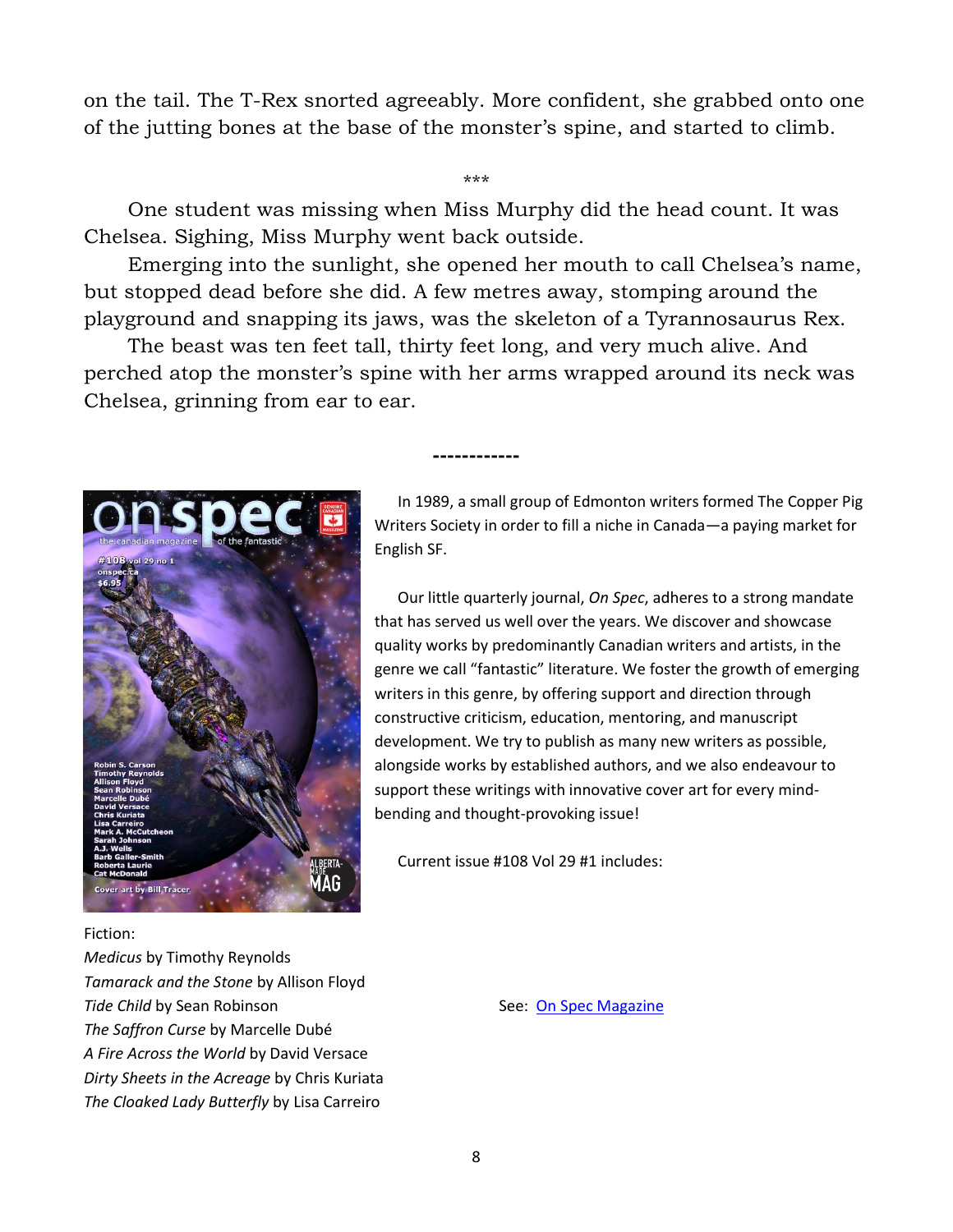on the tail. The T-Rex snorted agreeably. More confident, she grabbed onto one of the jutting bones at the base of the monster's spine, and started to climb.

***

One student was missing when Miss Murphy did the head count. It was Chelsea. Sighing, Miss Murphy went back outside.

Emerging into the sunlight, she opened her mouth to call Chelsea's name, but stopped dead before she did. A few metres away, stomping around the playground and snapping its jaws, was the skeleton of a Tyrannosaurus Rex.

The beast was ten feet tall, thirty feet long, and very much alive. And perched atop the monster's spine with her arms wrapped around its neck was Chelsea, grinning from ear to ear.

------------

In 1989, a small group of Edmonton writers formed The Copper Pig Writers Society in order to fill a niche in Canada—a paying market for English SF.

Our little quarterly journal, *On Spec*, adheres to a strong mandate that has served us well over the years. We discover and showcase quality works by predominantly Canadian writers and artists, in the genre we call "fantastic" literature. We foster the growth of emerging writers in this genre, by offering support and direction through constructive criticism, education, mentoring, and manuscript development. We try to publish as many new writers as possible, alongside works by established authors, and we also endeavour to support these writings with innovative cover art for every mind-bending and thought-provoking issue!

Current issue #108 Vol 29 #1 includes:

Fiction:
*Medicus* by Timothy Reynolds
*Tamarack and the Stone* by Allison Floyd
*Tide Child* by Sean Robinson
*The Saffron Curse* by Marcelle Dubé
*A Fire Across the World* by David Versace
*Dirty Sheets in the Acreage* by Chris Kuriata
*The Cloaked Lady Butterfly* by Lisa Carreiro

See: [On Spec Magazine]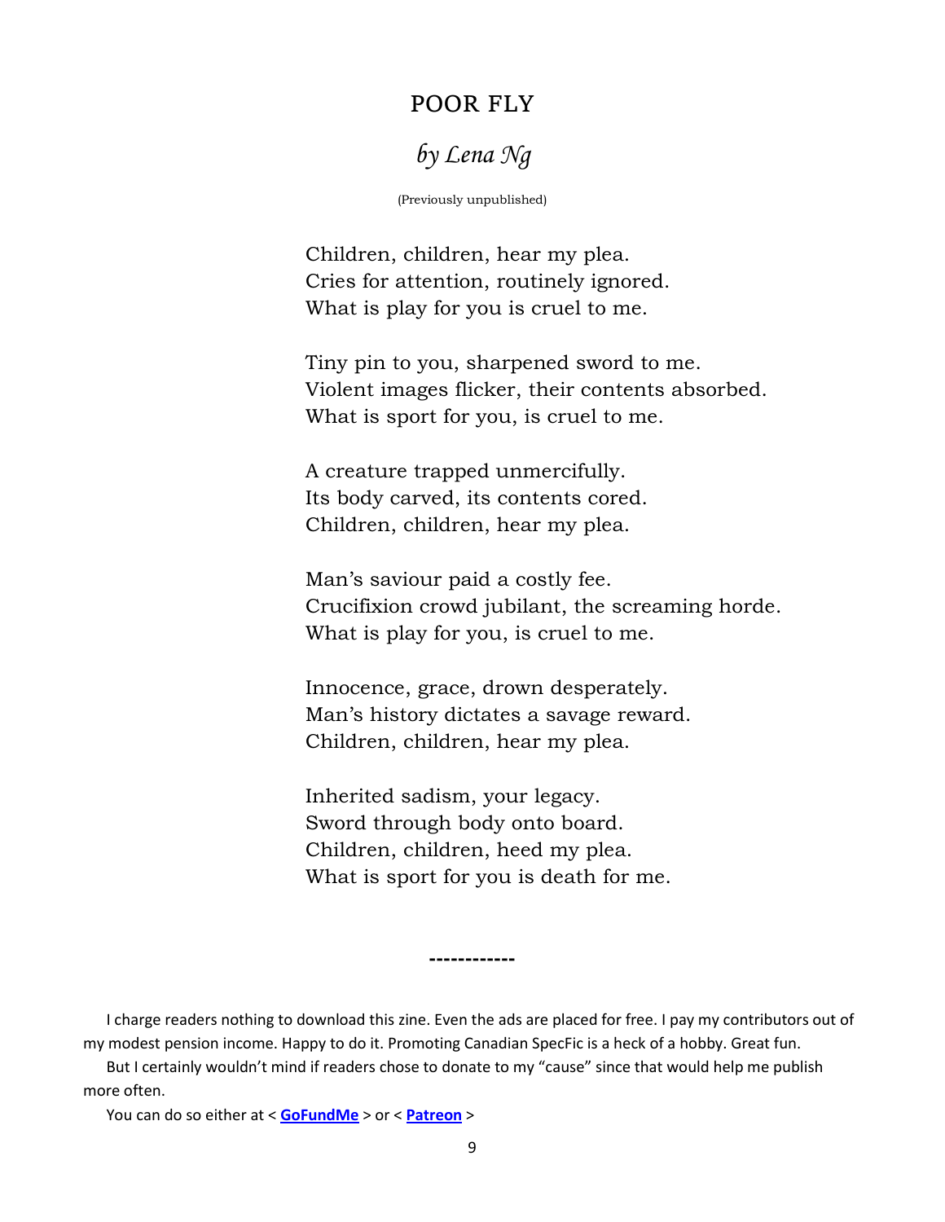# POOR FLY

## *by Lena Ng*

(Previously unpublished)

Children, children, hear my plea.  
Cries for attention, routinely ignored.  
What is play for you is cruel to me.

Tiny pin to you, sharpened sword to me.  
Violent images flicker, their contents absorbed.  
What is sport for you, is cruel to me.

A creature trapped unmercifully.  
Its body carved, its contents cored.  
Children, children, hear my plea.

Man's saviour paid a costly fee.  
Crucifixion crowd jubilant, the screaming horde.  
What is play for you, is cruel to me.

Innocence, grace, drown desperately.  
Man's history dictates a savage reward.  
Children, children, hear my plea.

Inherited sadism, your legacy.  
Sword through body onto board.  
Children, children, heed my plea.  
What is sport for you is death for me.

------------

I charge readers nothing to download this zine. Even the ads are placed for free. I pay my contributors out of my modest pension income. Happy to do it. Promoting Canadian SpecFic is a heck of a hobby. Great fun.

But I certainly wouldn't mind if readers chose to donate to my "cause" since that would help me publish more often.

You can do so either at < **GoFundMe** > or < **Patreon** >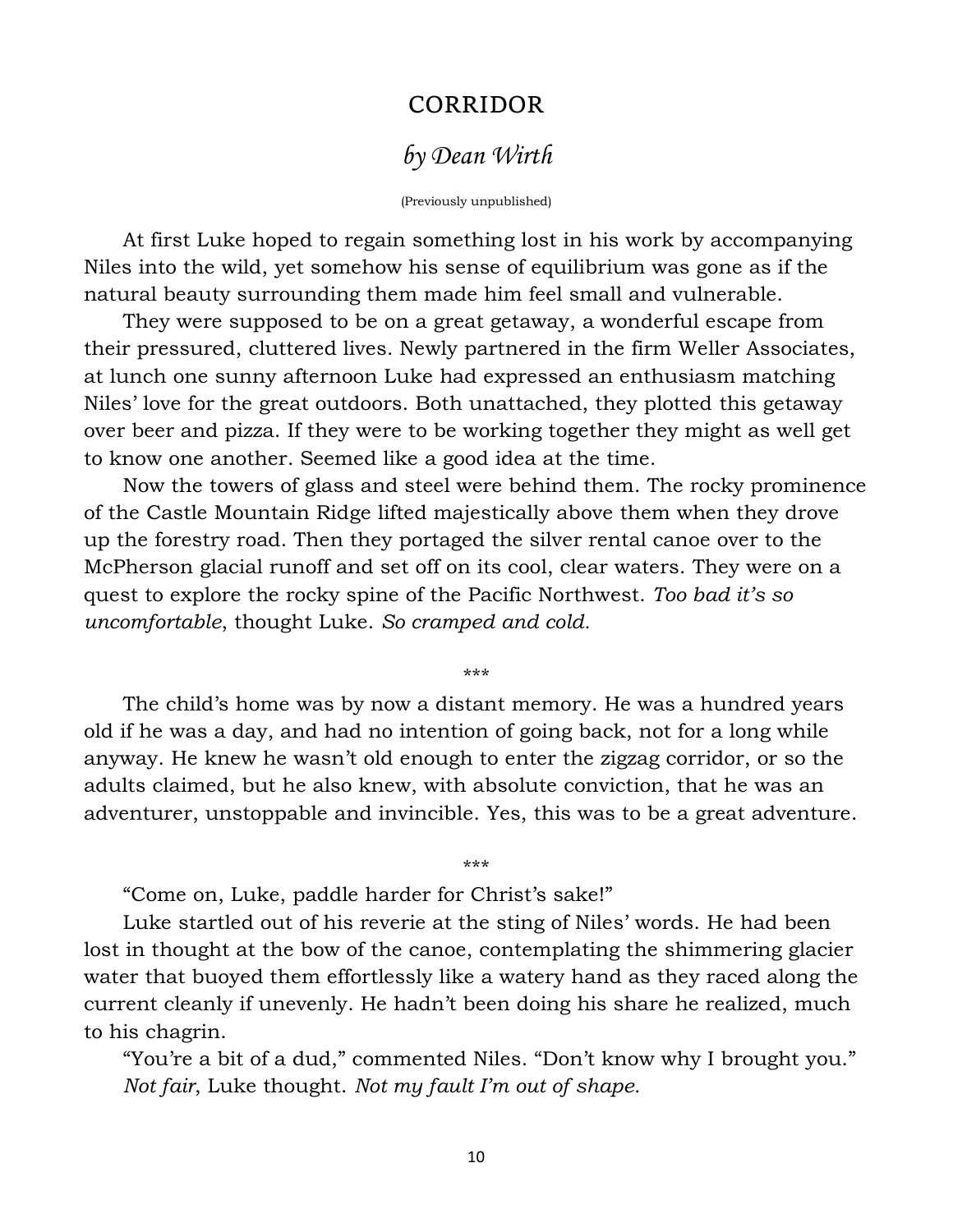# CORRIDOR

## *by Dean Wirth*

(Previously unpublished)

At first Luke hoped to regain something lost in his work by accompanying Niles into the wild, yet somehow his sense of equilibrium was gone as if the natural beauty surrounding them made him feel small and vulnerable.

They were supposed to be on a great getaway, a wonderful escape from their pressured, cluttered lives. Newly partnered in the firm Weller Associates, at lunch one sunny afternoon Luke had expressed an enthusiasm matching Niles' love for the great outdoors. Both unattached, they plotted this getaway over beer and pizza. If they were to be working together they might as well get to know one another. Seemed like a good idea at the time.

Now the towers of glass and steel were behind them. The rocky prominence of the Castle Mountain Ridge lifted majestically above them when they drove up the forestry road. Then they portaged the silver rental canoe over to the McPherson glacial runoff and set off on its cool, clear waters. They were on a quest to explore the rocky spine of the Pacific Northwest. *Too bad it's so uncomfortable*, thought Luke. *So cramped and cold.*

\*\*\*

The child's home was by now a distant memory. He was a hundred years old if he was a day, and had no intention of going back, not for a long while anyway. He knew he wasn't old enough to enter the zigzag corridor, or so the adults claimed, but he also knew, with absolute conviction, that he was an adventurer, unstoppable and invincible. Yes, this was to be a great adventure.

\*\*\*

"Come on, Luke, paddle harder for Christ's sake!"

Luke startled out of his reverie at the sting of Niles' words. He had been lost in thought at the bow of the canoe, contemplating the shimmering glacier water that buoyed them effortlessly like a watery hand as they raced along the current cleanly if unevenly. He hadn't been doing his share he realized, much to his chagrin.

"You're a bit of a dud," commented Niles. "Don't know why I brought you."

*Not fair*, Luke thought. *Not my fault I'm out of shape.*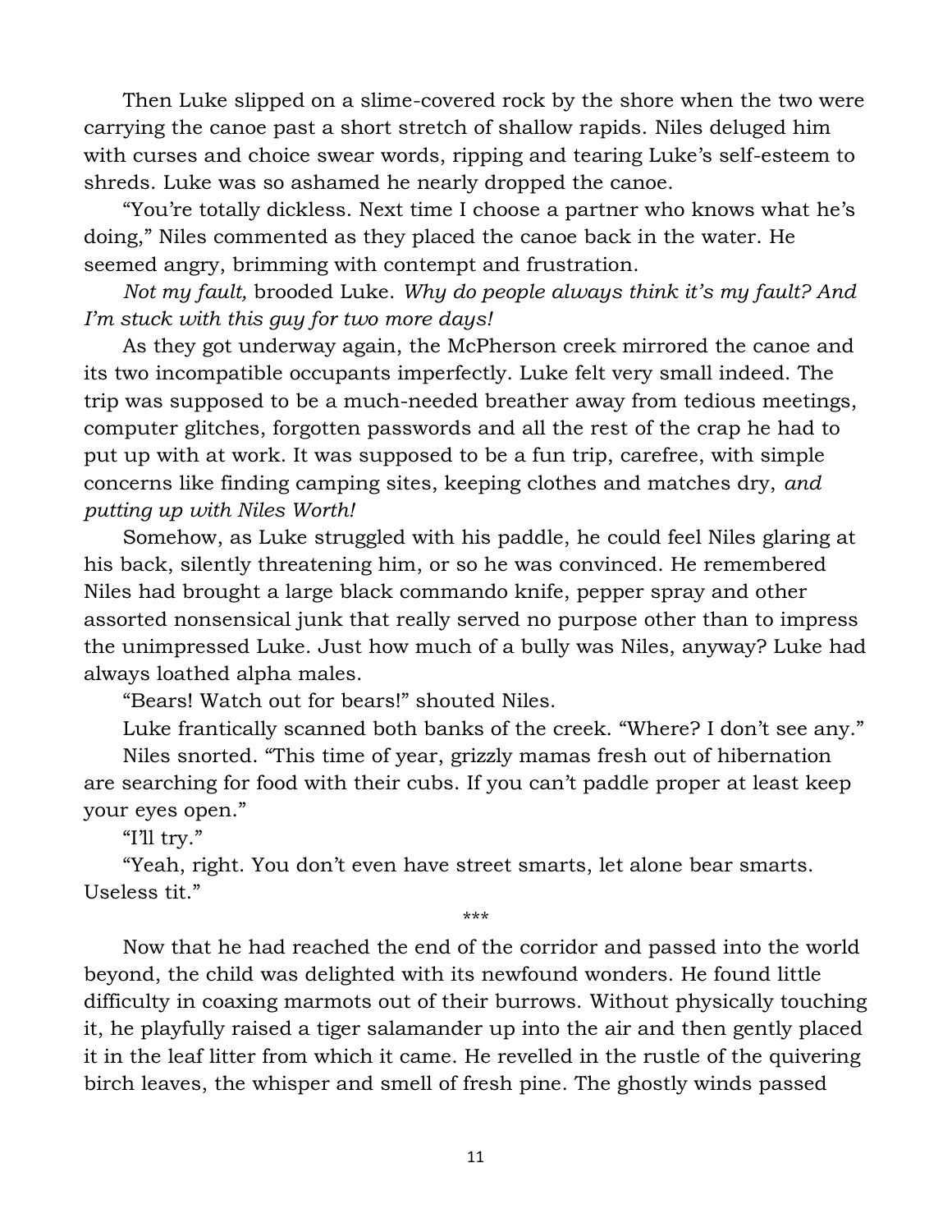Then Luke slipped on a slime-covered rock by the shore when the two were carrying the canoe past a short stretch of shallow rapids. Niles deluged him with curses and choice swear words, ripping and tearing Luke's self-esteem to shreds. Luke was so ashamed he nearly dropped the canoe.

"You're totally dickless. Next time I choose a partner who knows what he's doing," Niles commented as they placed the canoe back in the water. He seemed angry, brimming with contempt and frustration.

*Not my fault,* brooded Luke. *Why do people always think it's my fault? And I'm stuck with this guy for two more days!*

As they got underway again, the McPherson creek mirrored the canoe and its two incompatible occupants imperfectly. Luke felt very small indeed. The trip was supposed to be a much-needed breather away from tedious meetings, computer glitches, forgotten passwords and all the rest of the crap he had to put up with at work. It was supposed to be a fun trip, carefree, with simple concerns like finding camping sites, keeping clothes and matches dry, *and putting up with Niles Worth!*

Somehow, as Luke struggled with his paddle, he could feel Niles glaring at his back, silently threatening him, or so he was convinced. He remembered Niles had brought a large black commando knife, pepper spray and other assorted nonsensical junk that really served no purpose other than to impress the unimpressed Luke. Just how much of a bully was Niles, anyway? Luke had always loathed alpha males.

"Bears! Watch out for bears!" shouted Niles.

Luke frantically scanned both banks of the creek. "Where? I don't see any."

Niles snorted. "This time of year, grizzly mamas fresh out of hibernation are searching for food with their cubs. If you can't paddle proper at least keep your eyes open."

"I'll try."

"Yeah, right. You don't even have street smarts, let alone bear smarts. Useless tit."

\*\*\*

Now that he had reached the end of the corridor and passed into the world beyond, the child was delighted with its newfound wonders. He found little difficulty in coaxing marmots out of their burrows. Without physically touching it, he playfully raised a tiger salamander up into the air and then gently placed it in the leaf litter from which it came. He revelled in the rustle of the quivering birch leaves, the whisper and smell of fresh pine. The ghostly winds passed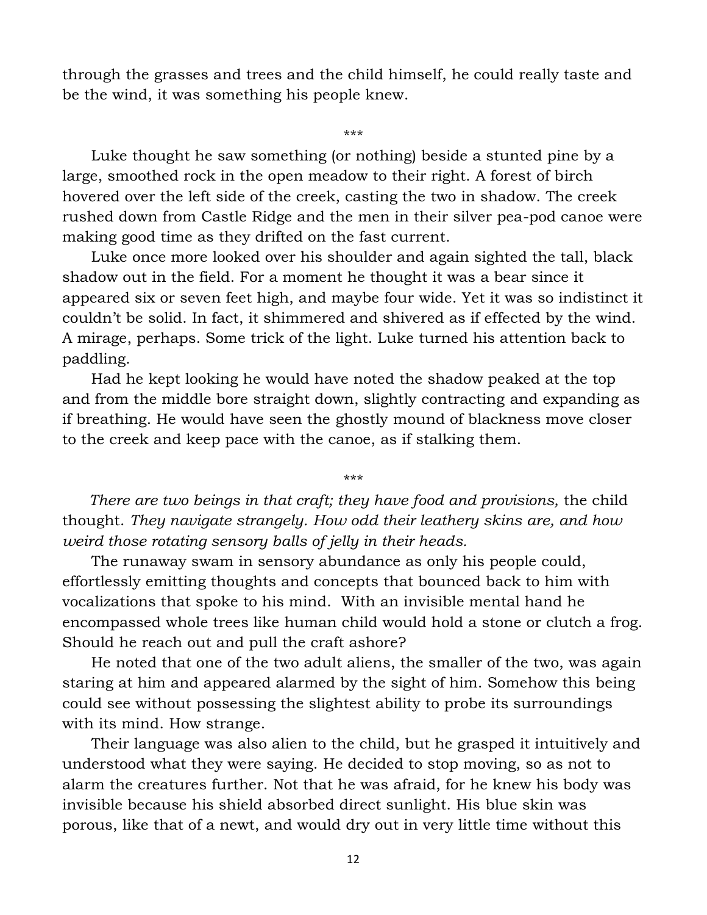through the grasses and trees and the child himself, he could really taste and be the wind, it was something his people knew.

\*\*\*

Luke thought he saw something (or nothing) beside a stunted pine by a large, smoothed rock in the open meadow to their right. A forest of birch hovered over the left side of the creek, casting the two in shadow. The creek rushed down from Castle Ridge and the men in their silver pea-pod canoe were making good time as they drifted on the fast current.

Luke once more looked over his shoulder and again sighted the tall, black shadow out in the field. For a moment he thought it was a bear since it appeared six or seven feet high, and maybe four wide. Yet it was so indistinct it couldn't be solid. In fact, it shimmered and shivered as if effected by the wind. A mirage, perhaps. Some trick of the light. Luke turned his attention back to paddling.

Had he kept looking he would have noted the shadow peaked at the top and from the middle bore straight down, slightly contracting and expanding as if breathing. He would have seen the ghostly mound of blackness move closer to the creek and keep pace with the canoe, as if stalking them.

\*\*\*

*There are two beings in that craft; they have food and provisions,* the child thought. *They navigate strangely. How odd their leathery skins are, and how weird those rotating sensory balls of jelly in their heads.*

The runaway swam in sensory abundance as only his people could, effortlessly emitting thoughts and concepts that bounced back to him with vocalizations that spoke to his mind. With an invisible mental hand he encompassed whole trees like human child would hold a stone or clutch a frog. Should he reach out and pull the craft ashore?

He noted that one of the two adult aliens, the smaller of the two, was again staring at him and appeared alarmed by the sight of him. Somehow this being could see without possessing the slightest ability to probe its surroundings with its mind. How strange.

Their language was also alien to the child, but he grasped it intuitively and understood what they were saying. He decided to stop moving, so as not to alarm the creatures further. Not that he was afraid, for he knew his body was invisible because his shield absorbed direct sunlight. His blue skin was porous, like that of a newt, and would dry out in very little time without this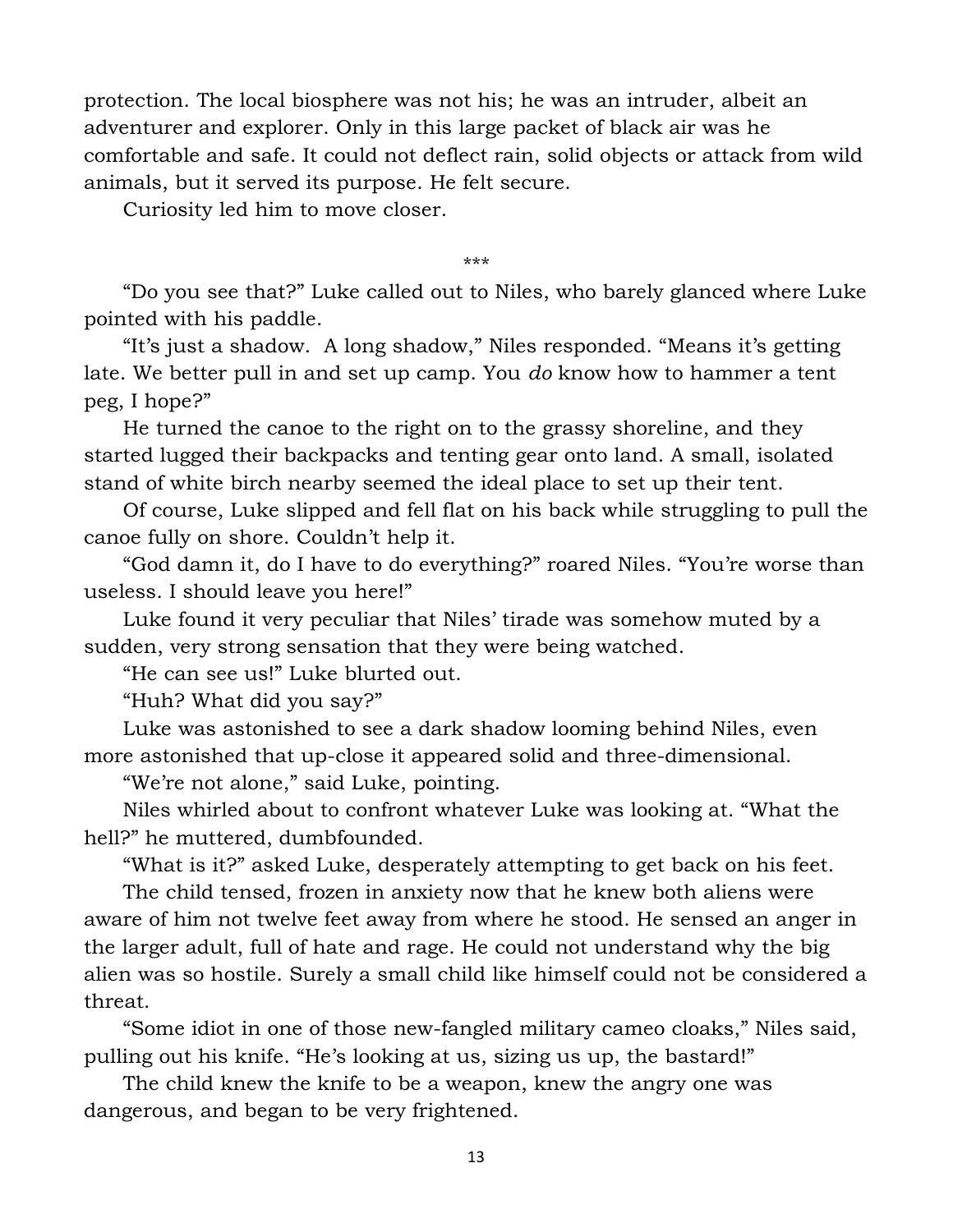protection. The local biosphere was not his; he was an intruder, albeit an adventurer and explorer. Only in this large packet of black air was he comfortable and safe. It could not deflect rain, solid objects or attack from wild animals, but it served its purpose. He felt secure.

Curiosity led him to move closer.

***

"Do you see that?" Luke called out to Niles, who barely glanced where Luke pointed with his paddle.

"It's just a shadow.  A long shadow," Niles responded. "Means it's getting late. We better pull in and set up camp. You *do* know how to hammer a tent peg, I hope?"

He turned the canoe to the right on to the grassy shoreline, and they started lugged their backpacks and tenting gear onto land. A small, isolated stand of white birch nearby seemed the ideal place to set up their tent.

Of course, Luke slipped and fell flat on his back while struggling to pull the canoe fully on shore. Couldn't help it.

"God damn it, do I have to do everything?" roared Niles. "You're worse than useless. I should leave you here!"

Luke found it very peculiar that Niles' tirade was somehow muted by a sudden, very strong sensation that they were being watched.

"He can see us!" Luke blurted out.

"Huh? What did you say?"

Luke was astonished to see a dark shadow looming behind Niles, even more astonished that up-close it appeared solid and three-dimensional.

"We're not alone," said Luke, pointing.

Niles whirled about to confront whatever Luke was looking at. "What the hell?" he muttered, dumbfounded.

"What is it?" asked Luke, desperately attempting to get back on his feet.

The child tensed, frozen in anxiety now that he knew both aliens were aware of him not twelve feet away from where he stood. He sensed an anger in the larger adult, full of hate and rage. He could not understand why the big alien was so hostile. Surely a small child like himself could not be considered a threat.

"Some idiot in one of those new-fangled military cameo cloaks," Niles said, pulling out his knife. "He's looking at us, sizing us up, the bastard!"

The child knew the knife to be a weapon, knew the angry one was dangerous, and began to be very frightened.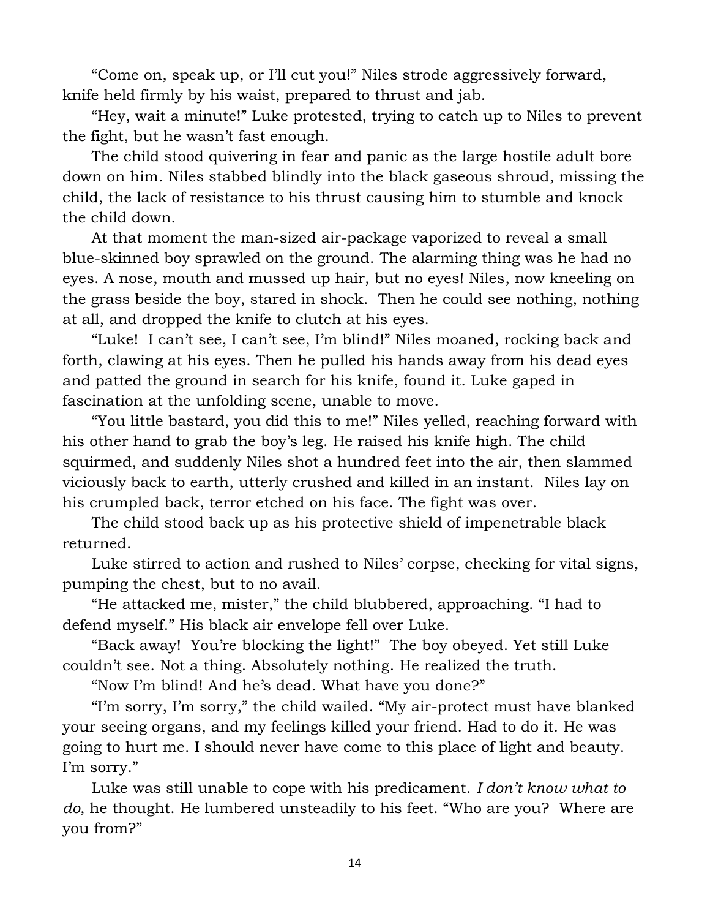"Come on, speak up, or I'll cut you!" Niles strode aggressively forward, knife held firmly by his waist, prepared to thrust and jab.

"Hey, wait a minute!" Luke protested, trying to catch up to Niles to prevent the fight, but he wasn't fast enough.

The child stood quivering in fear and panic as the large hostile adult bore down on him. Niles stabbed blindly into the black gaseous shroud, missing the child, the lack of resistance to his thrust causing him to stumble and knock the child down.

At that moment the man-sized air-package vaporized to reveal a small blue-skinned boy sprawled on the ground. The alarming thing was he had no eyes. A nose, mouth and mussed up hair, but no eyes! Niles, now kneeling on the grass beside the boy, stared in shock. Then he could see nothing, nothing at all, and dropped the knife to clutch at his eyes.

"Luke! I can't see, I can't see, I'm blind!" Niles moaned, rocking back and forth, clawing at his eyes. Then he pulled his hands away from his dead eyes and patted the ground in search for his knife, found it. Luke gaped in fascination at the unfolding scene, unable to move.

"You little bastard, you did this to me!" Niles yelled, reaching forward with his other hand to grab the boy's leg. He raised his knife high. The child squirmed, and suddenly Niles shot a hundred feet into the air, then slammed viciously back to earth, utterly crushed and killed in an instant. Niles lay on his crumpled back, terror etched on his face. The fight was over.

The child stood back up as his protective shield of impenetrable black returned.

Luke stirred to action and rushed to Niles' corpse, checking for vital signs, pumping the chest, but to no avail.

"He attacked me, mister," the child blubbered, approaching. "I had to defend myself." His black air envelope fell over Luke.

"Back away! You're blocking the light!" The boy obeyed. Yet still Luke couldn't see. Not a thing. Absolutely nothing. He realized the truth.

"Now I'm blind! And he's dead. What have you done?"

"I'm sorry, I'm sorry," the child wailed. "My air-protect must have blanked your seeing organs, and my feelings killed your friend. Had to do it. He was going to hurt me. I should never have come to this place of light and beauty. I'm sorry."

Luke was still unable to cope with his predicament. *I don't know what to do,* he thought. He lumbered unsteadily to his feet. "Who are you? Where are you from?"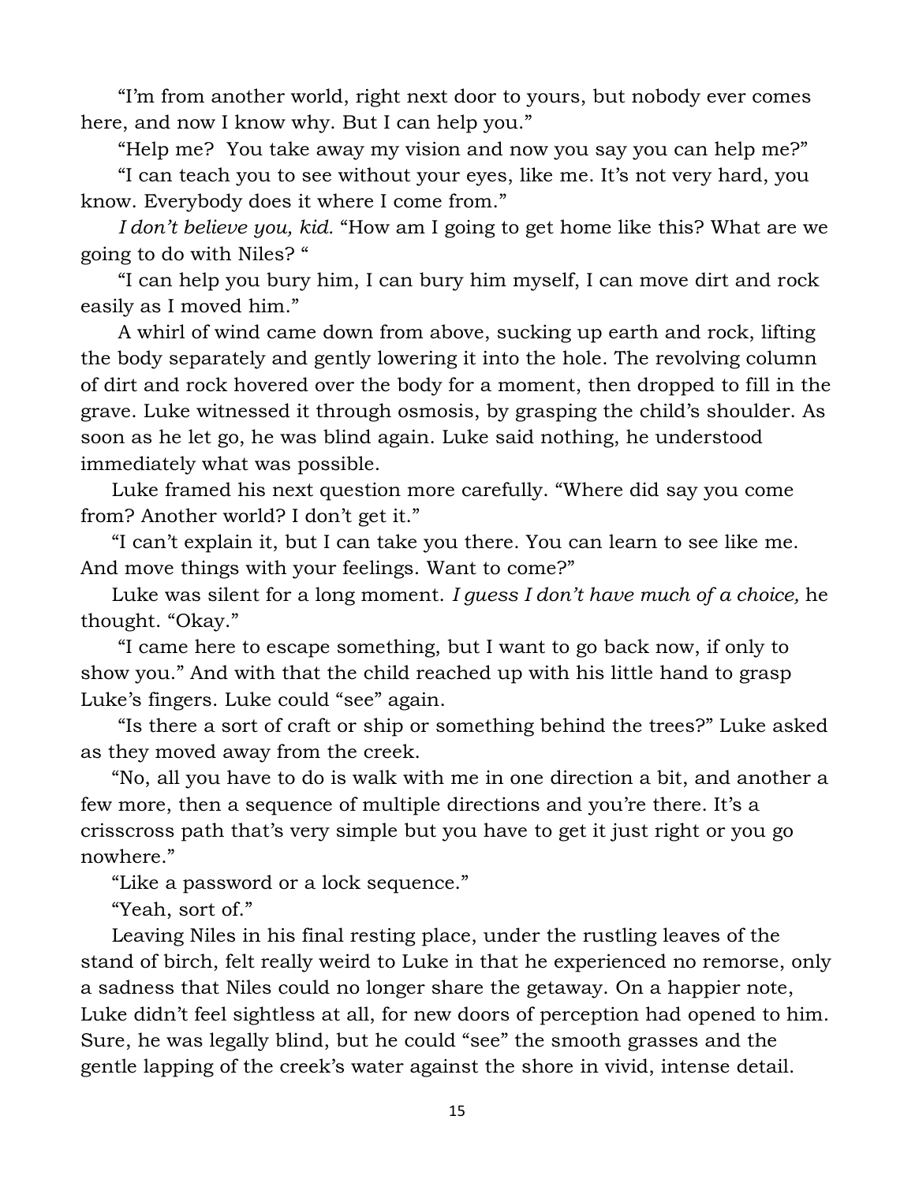"I'm from another world, right next door to yours, but nobody ever comes here, and now I know why. But I can help you."

"Help me? You take away my vision and now you say you can help me?"

"I can teach you to see without your eyes, like me. It's not very hard, you know. Everybody does it where I come from."

*I don't believe you, kid.* "How am I going to get home like this? What are we going to do with Niles? "

"I can help you bury him, I can bury him myself, I can move dirt and rock easily as I moved him."

A whirl of wind came down from above, sucking up earth and rock, lifting the body separately and gently lowering it into the hole. The revolving column of dirt and rock hovered over the body for a moment, then dropped to fill in the grave. Luke witnessed it through osmosis, by grasping the child's shoulder. As soon as he let go, he was blind again. Luke said nothing, he understood immediately what was possible.

Luke framed his next question more carefully. "Where did say you come from? Another world? I don't get it."

"I can't explain it, but I can take you there. You can learn to see like me. And move things with your feelings. Want to come?"

Luke was silent for a long moment. *I guess I don't have much of a choice,* he thought. "Okay."

"I came here to escape something, but I want to go back now, if only to show you." And with that the child reached up with his little hand to grasp Luke's fingers. Luke could "see" again.

"Is there a sort of craft or ship or something behind the trees?" Luke asked as they moved away from the creek.

"No, all you have to do is walk with me in one direction a bit, and another a few more, then a sequence of multiple directions and you're there. It's a crisscross path that's very simple but you have to get it just right or you go nowhere."

"Like a password or a lock sequence."

"Yeah, sort of."

Leaving Niles in his final resting place, under the rustling leaves of the stand of birch, felt really weird to Luke in that he experienced no remorse, only a sadness that Niles could no longer share the getaway. On a happier note, Luke didn't feel sightless at all, for new doors of perception had opened to him. Sure, he was legally blind, but he could "see" the smooth grasses and the gentle lapping of the creek's water against the shore in vivid, intense detail.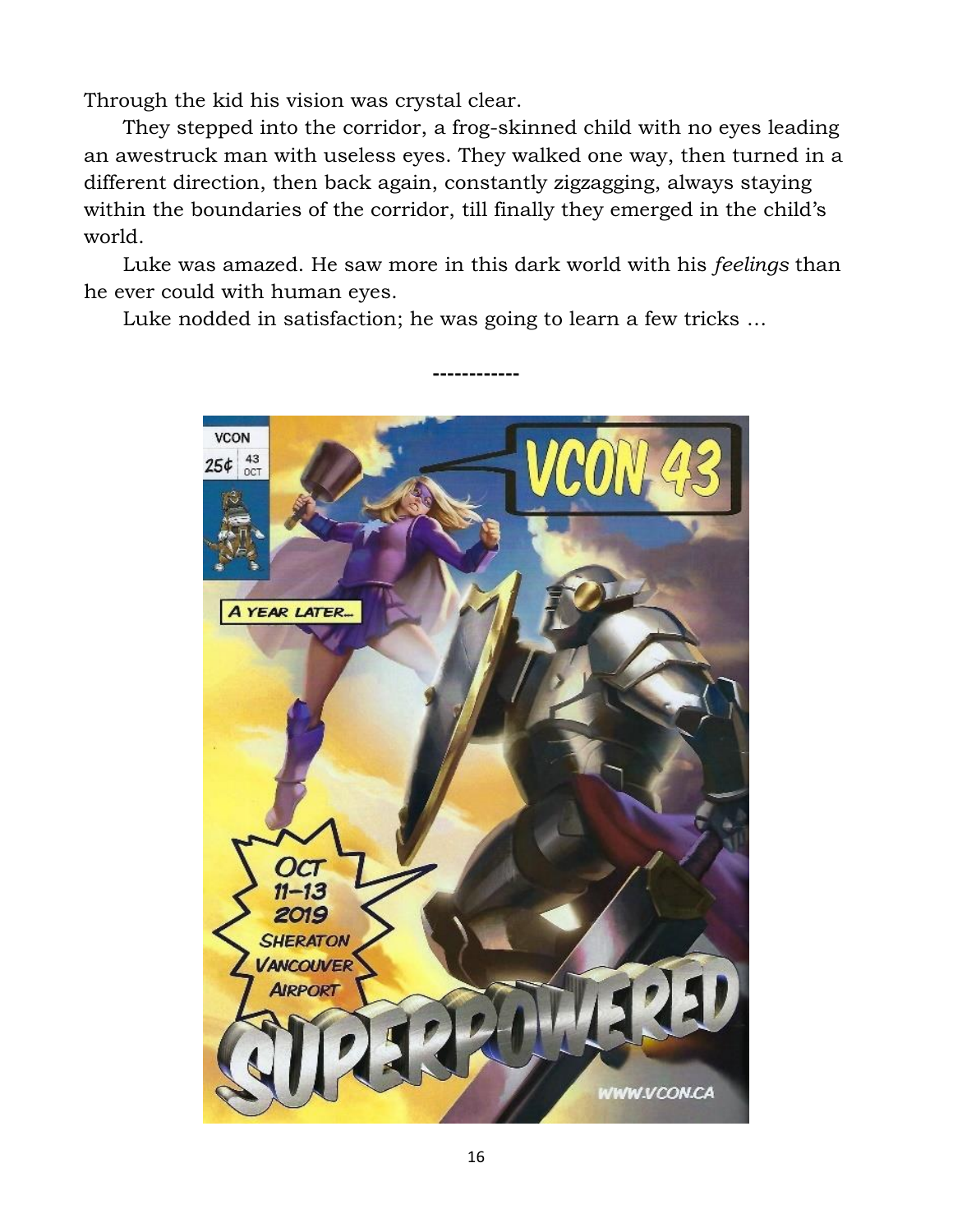Through the kid his vision was crystal clear.

They stepped into the corridor, a frog-skinned child with no eyes leading an awestruck man with useless eyes. They walked one way, then turned in a different direction, then back again, constantly zigzagging, always staying within the boundaries of the corridor, till finally they emerged in the child's world.

Luke was amazed. He saw more in this dark world with his *feelings* than he ever could with human eyes.

Luke nodded in satisfaction; he was going to learn a few tricks …

------------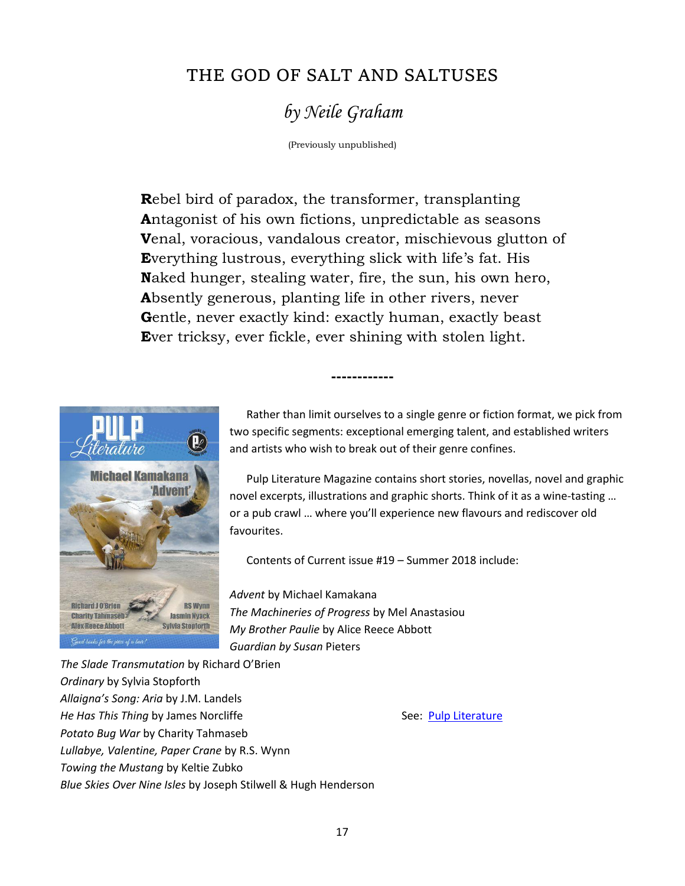# THE GOD OF SALT AND SALTUSES

## *by Neile Graham*

(Previously unpublished)

**R**ebel bird of paradox, the transformer, transplanting
**A**ntagonist of his own fictions, unpredictable as seasons
**V**enal, voracious, vandalous creator, mischievous glutton of
**E**verything lustrous, everything slick with life's fat. His
**N**aked hunger, stealing water, fire, the sun, his own hero,
**A**bsently generous, planting life in other rivers, never
**G**entle, never exactly kind: exactly human, exactly beast
**E**ver tricksy, ever fickle, ever shining with stolen light.

------------

Rather than limit ourselves to a single genre or fiction format, we pick from two specific segments: exceptional emerging talent, and established writers and artists who wish to break out of their genre confines.

Pulp Literature Magazine contains short stories, novellas, novel and graphic novel excerpts, illustrations and graphic shorts. Think of it as a wine-tasting … or a pub crawl … where you'll experience new flavours and rediscover old favourites.

Contents of Current issue #19 – Summer 2018 include:

*Advent* by Michael Kamakana
*The Machineries of Progress* by Mel Anastasiou
*My Brother Paulie* by Alice Reece Abbott
*Guardian by Susan* Pieters
*The Slade Transmutation* by Richard O'Brien
*Ordinary* by Sylvia Stopforth
*Allaigna's Song: Aria* by J.M. Landels
*He Has This Thing* by James Norcliffe
*Potato Bug War* by Charity Tahmaseb
*Lullabye, Valentine, Paper Crane* by R.S. Wynn
*Towing the Mustang* by Keltie Zubko
*Blue Skies Over Nine Isles* by Joseph Stilwell & Hugh Henderson

See: Pulp Literature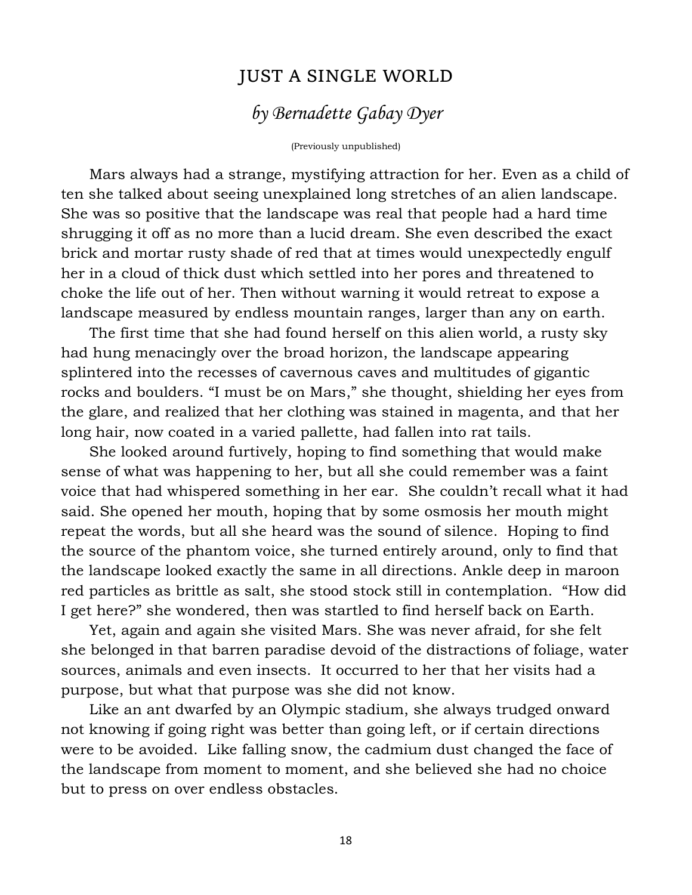## JUST A SINGLE WORLD

### *by Bernadette Gabay Dyer*

(Previously unpublished)

Mars always had a strange, mystifying attraction for her. Even as a child of ten she talked about seeing unexplained long stretches of an alien landscape. She was so positive that the landscape was real that people had a hard time shrugging it off as no more than a lucid dream. She even described the exact brick and mortar rusty shade of red that at times would unexpectedly engulf her in a cloud of thick dust which settled into her pores and threatened to choke the life out of her. Then without warning it would retreat to expose a landscape measured by endless mountain ranges, larger than any on earth.

The first time that she had found herself on this alien world, a rusty sky had hung menacingly over the broad horizon, the landscape appearing splintered into the recesses of cavernous caves and multitudes of gigantic rocks and boulders. "I must be on Mars," she thought, shielding her eyes from the glare, and realized that her clothing was stained in magenta, and that her long hair, now coated in a varied pallette, had fallen into rat tails.

She looked around furtively, hoping to find something that would make sense of what was happening to her, but all she could remember was a faint voice that had whispered something in her ear. She couldn't recall what it had said. She opened her mouth, hoping that by some osmosis her mouth might repeat the words, but all she heard was the sound of silence. Hoping to find the source of the phantom voice, she turned entirely around, only to find that the landscape looked exactly the same in all directions. Ankle deep in maroon red particles as brittle as salt, she stood stock still in contemplation. "How did I get here?" she wondered, then was startled to find herself back on Earth.

Yet, again and again she visited Mars. She was never afraid, for she felt she belonged in that barren paradise devoid of the distractions of foliage, water sources, animals and even insects. It occurred to her that her visits had a purpose, but what that purpose was she did not know.

Like an ant dwarfed by an Olympic stadium, she always trudged onward not knowing if going right was better than going left, or if certain directions were to be avoided. Like falling snow, the cadmium dust changed the face of the landscape from moment to moment, and she believed she had no choice but to press on over endless obstacles.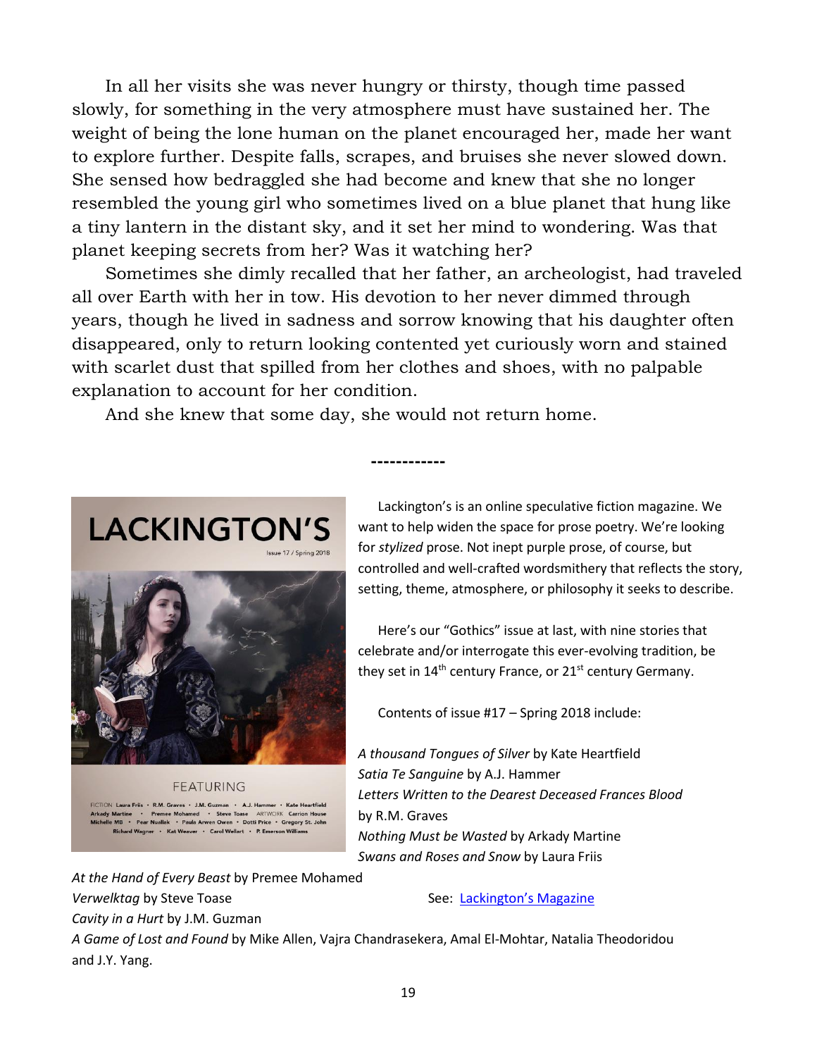In all her visits she was never hungry or thirsty, though time passed slowly, for something in the very atmosphere must have sustained her. The weight of being the lone human on the planet encouraged her, made her want to explore further. Despite falls, scrapes, and bruises she never slowed down. She sensed how bedraggled she had become and knew that she no longer resembled the young girl who sometimes lived on a blue planet that hung like a tiny lantern in the distant sky, and it set her mind to wondering. Was that planet keeping secrets from her? Was it watching her?

Sometimes she dimly recalled that her father, an archeologist, had traveled all over Earth with her in tow. His devotion to her never dimmed through years, though he lived in sadness and sorrow knowing that his daughter often disappeared, only to return looking contented yet curiously worn and stained with scarlet dust that spilled from her clothes and shoes, with no palpable explanation to account for her condition.

And she knew that some day, she would not return home.

------------

LACKINGTON'S

Issue 17 / Spring 2018

FEATURING

FICTION Laura Friis • R.M. Graves • J.M. Guzman • A.J. Hammer • Kate Heartfield Arkady Martine • Premee Mohamed • Steve Toase ARTWORK Carrion House Michelle MB • Pear Nuallak • Paula Arwen Owen • Dotti Price • Gregory St. John Richard Wagner • Kat Weaver • Carol Wellart • P. Emerson Williams

Lackington's is an online speculative fiction magazine. We want to help widen the space for prose poetry. We're looking for *stylized* prose. Not inept purple prose, of course, but controlled and well-crafted wordsmithery that reflects the story, setting, theme, atmosphere, or philosophy it seeks to describe.

Here's our "Gothics" issue at last, with nine stories that celebrate and/or interrogate this ever-evolving tradition, be they set in 14th century France, or 21st century Germany.

Contents of issue #17 – Spring 2018 include:

*A thousand Tongues of Silver* by Kate Heartfield
*Satia Te Sanguine* by A.J. Hammer
*Letters Written to the Dearest Deceased Frances Blood* by R.M. Graves
*Nothing Must be Wasted* by Arkady Martine
*Swans and Roses and Snow* by Laura Friis
*At the Hand of Every Beast* by Premee Mohamed
*Verwelktag* by Steve Toase
*Cavity in a Hurt* by J.M. Guzman
*A Game of Lost and Found* by Mike Allen, Vajra Chandrasekera, Amal El-Mohtar, Natalia Theodoridou and J.Y. Yang.

See: [Lackington's Magazine]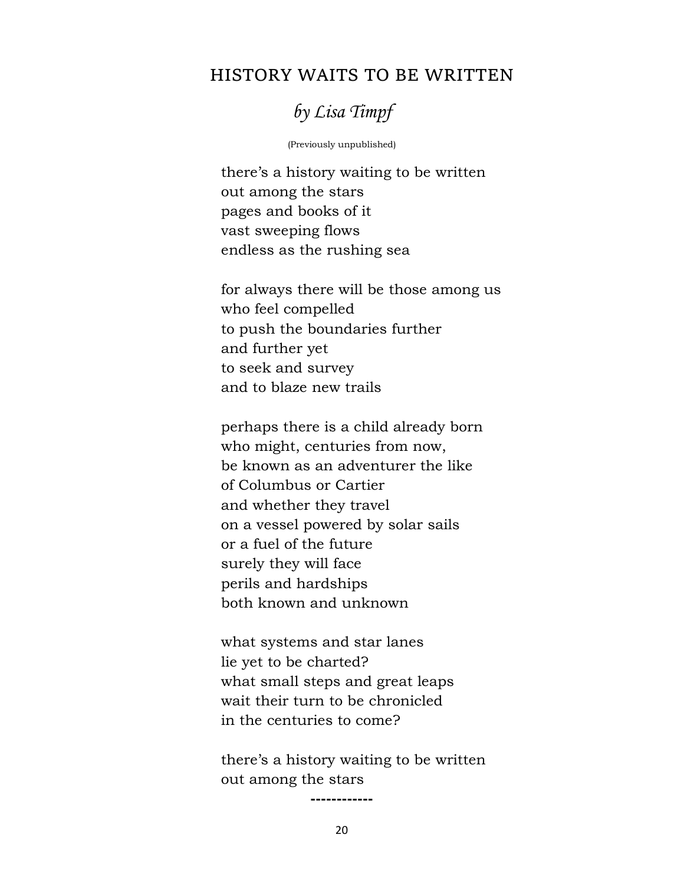# HISTORY WAITS TO BE WRITTEN

*by Lisa Timpf*

(Previously unpublished)

there's a history waiting to be written  
out among the stars  
pages and books of it  
vast sweeping flows  
endless as the rushing sea

for always there will be those among us  
who feel compelled  
to push the boundaries further  
and further yet  
to seek and survey  
and to blaze new trails

perhaps there is a child already born  
who might, centuries from now,  
be known as an adventurer the like  
of Columbus or Cartier  
and whether they travel  
on a vessel powered by solar sails  
or a fuel of the future  
surely they will face  
perils and hardships  
both known and unknown

what systems and star lanes  
lie yet to be charted?  
what small steps and great leaps  
wait their turn to be chronicled  
in the centuries to come?

there's a history waiting to be written  
out among the stars

------------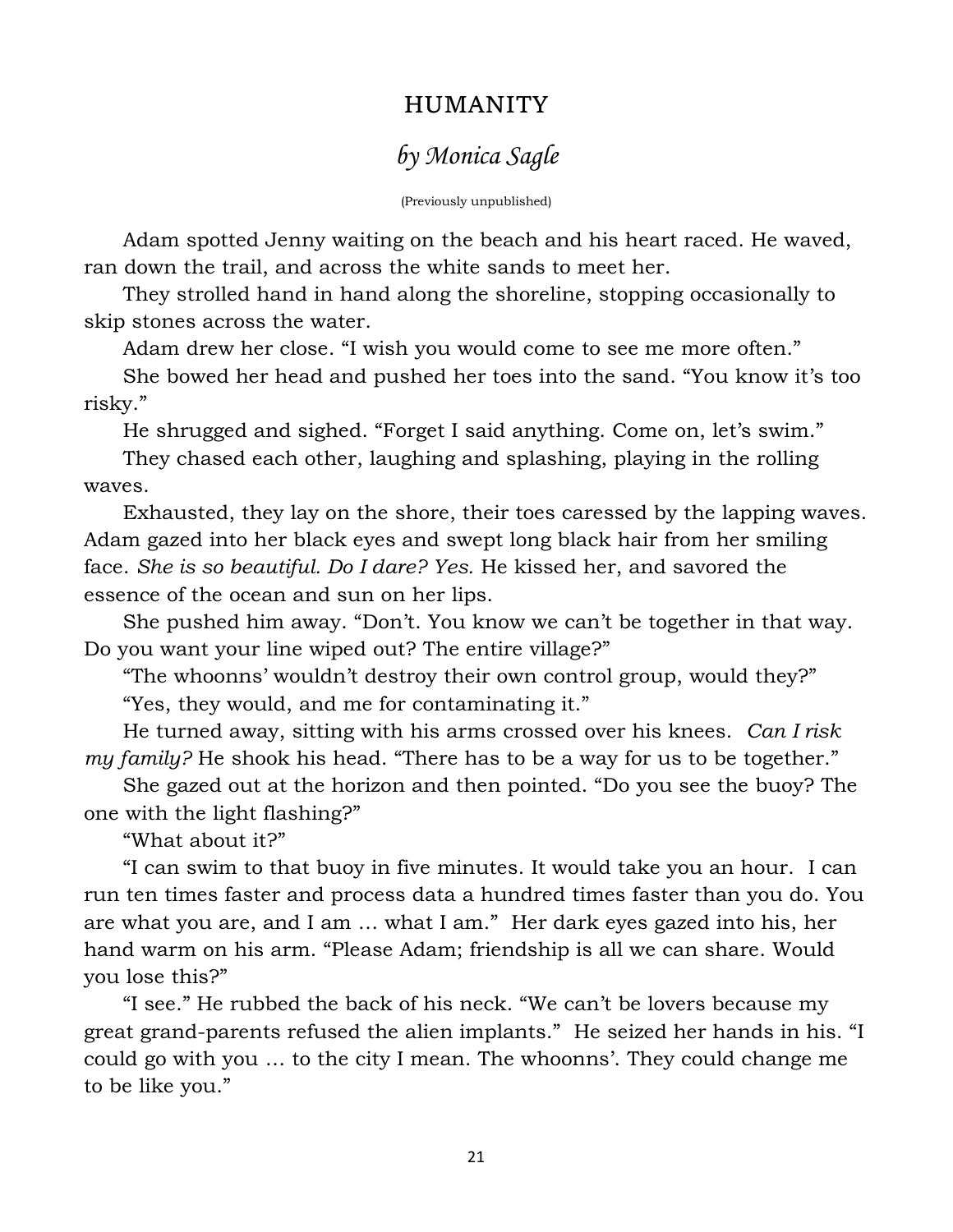# HUMANITY

## *by Monica Sagle*

(Previously unpublished)

Adam spotted Jenny waiting on the beach and his heart raced. He waved, ran down the trail, and across the white sands to meet her.

They strolled hand in hand along the shoreline, stopping occasionally to skip stones across the water.

Adam drew her close. "I wish you would come to see me more often."

She bowed her head and pushed her toes into the sand. "You know it's too risky."

He shrugged and sighed. "Forget I said anything. Come on, let's swim."

They chased each other, laughing and splashing, playing in the rolling waves.

Exhausted, they lay on the shore, their toes caressed by the lapping waves. Adam gazed into her black eyes and swept long black hair from her smiling face. *She is so beautiful. Do I dare? Yes.* He kissed her, and savored the essence of the ocean and sun on her lips.

She pushed him away. "Don't. You know we can't be together in that way. Do you want your line wiped out? The entire village?"

"The whoonns' wouldn't destroy their own control group, would they?"

"Yes, they would, and me for contaminating it."

He turned away, sitting with his arms crossed over his knees. *Can I risk my family?* He shook his head. "There has to be a way for us to be together."

She gazed out at the horizon and then pointed. "Do you see the buoy? The one with the light flashing?"

"What about it?"

"I can swim to that buoy in five minutes. It would take you an hour. I can run ten times faster and process data a hundred times faster than you do. You are what you are, and I am … what I am." Her dark eyes gazed into his, her hand warm on his arm. "Please Adam; friendship is all we can share. Would you lose this?"

"I see." He rubbed the back of his neck. "We can't be lovers because my great grand-parents refused the alien implants." He seized her hands in his. "I could go with you … to the city I mean. The whoonns'. They could change me to be like you."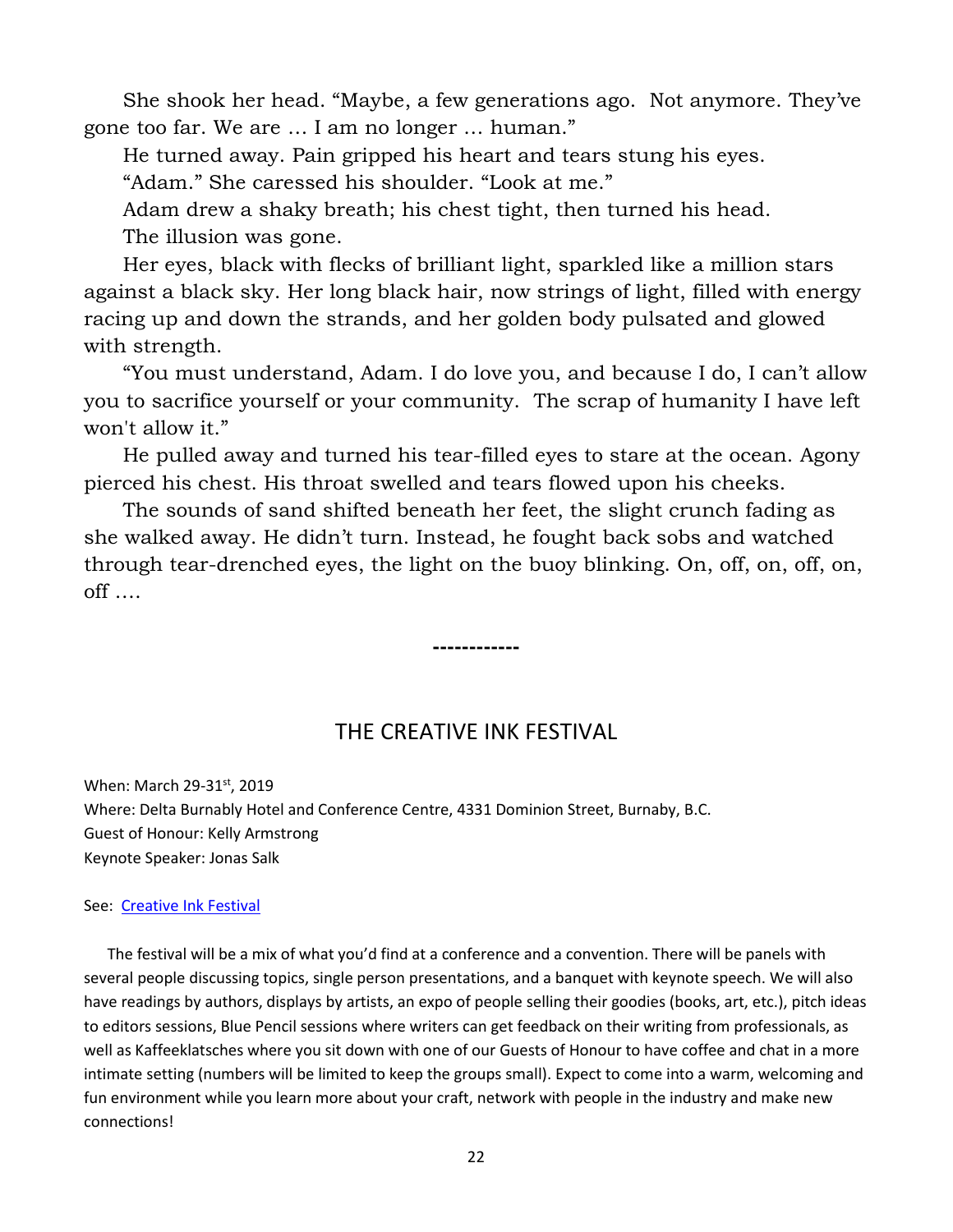She shook her head. "Maybe, a few generations ago.  Not anymore. They've gone too far. We are … I am no longer … human."

He turned away. Pain gripped his heart and tears stung his eyes.

"Adam." She caressed his shoulder. "Look at me."

Adam drew a shaky breath; his chest tight, then turned his head.

The illusion was gone.

Her eyes, black with flecks of brilliant light, sparkled like a million stars against a black sky. Her long black hair, now strings of light, filled with energy racing up and down the strands, and her golden body pulsated and glowed with strength.

"You must understand, Adam. I do love you, and because I do, I can't allow you to sacrifice yourself or your community.  The scrap of humanity I have left won't allow it."

He pulled away and turned his tear-filled eyes to stare at the ocean. Agony pierced his chest. His throat swelled and tears flowed upon his cheeks.

The sounds of sand shifted beneath her feet, the slight crunch fading as she walked away. He didn't turn. Instead, he fought back sobs and watched through tear-drenched eyes, the light on the buoy blinking. On, off, on, off, on, off ….

**------------**

## THE CREATIVE INK FESTIVAL

When: March 29-31st, 2019
Where: Delta Burnably Hotel and Conference Centre, 4331 Dominion Street, Burnaby, B.C.
Guest of Honour: Kelly Armstrong
Keynote Speaker: Jonas Salk

See:  [Creative Ink Festival]

The festival will be a mix of what you'd find at a conference and a convention. There will be panels with several people discussing topics, single person presentations, and a banquet with keynote speech. We will also have readings by authors, displays by artists, an expo of people selling their goodies (books, art, etc.), pitch ideas to editors sessions, Blue Pencil sessions where writers can get feedback on their writing from professionals, as well as Kaffeeklatsches where you sit down with one of our Guests of Honour to have coffee and chat in a more intimate setting (numbers will be limited to keep the groups small). Expect to come into a warm, welcoming and fun environment while you learn more about your craft, network with people in the industry and make new connections!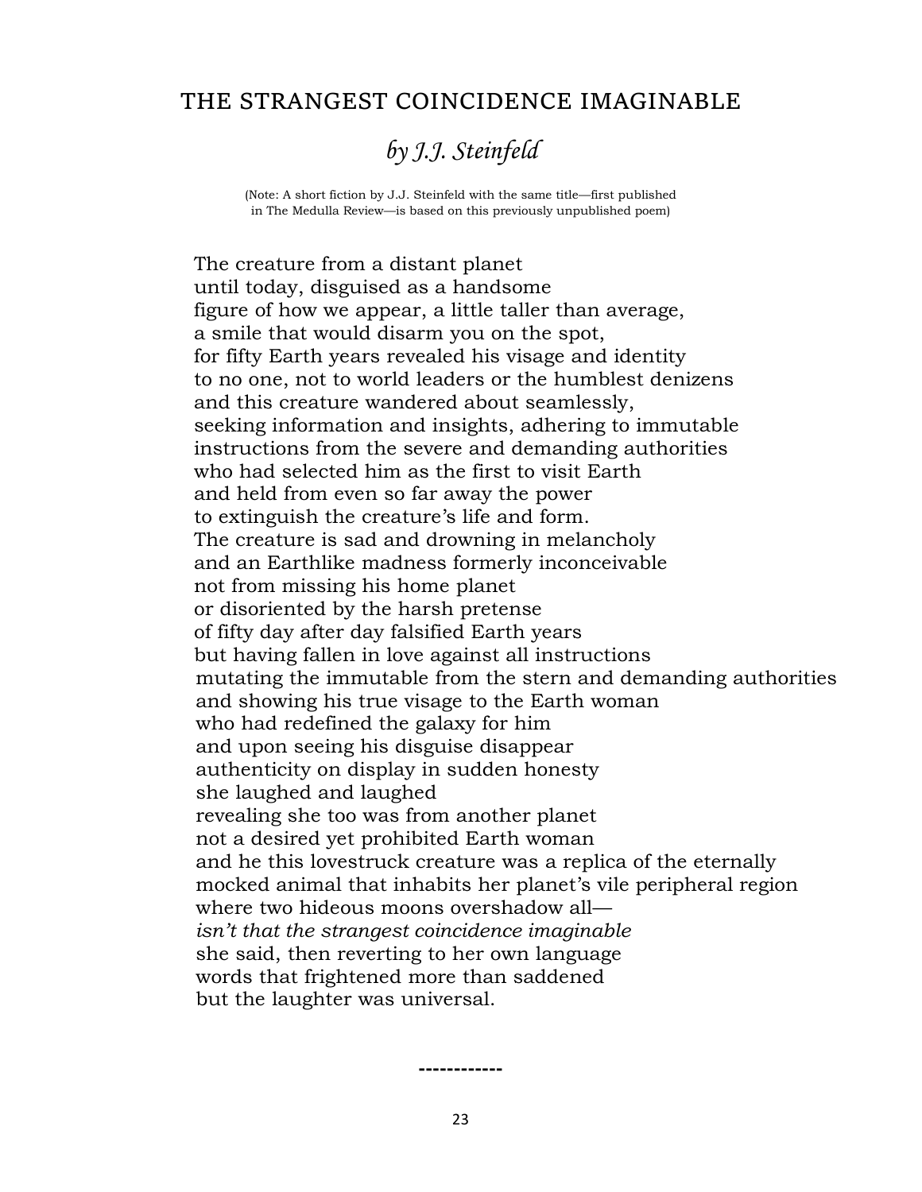# THE STRANGEST COINCIDENCE IMAGINABLE

## *by J.J. Steinfeld*

(Note: A short fiction by J.J. Steinfeld with the same title—first published in The Medulla Review—is based on this previously unpublished poem)

The creature from a distant planet  
until today, disguised as a handsome  
figure of how we appear, a little taller than average,  
a smile that would disarm you on the spot,  
for fifty Earth years revealed his visage and identity  
to no one, not to world leaders or the humblest denizens  
and this creature wandered about seamlessly,  
seeking information and insights, adhering to immutable  
instructions from the severe and demanding authorities  
who had selected him as the first to visit Earth  
and held from even so far away the power  
to extinguish the creature's life and form.  
The creature is sad and drowning in melancholy  
and an Earthlike madness formerly inconceivable  
not from missing his home planet  
or disoriented by the harsh pretense  
of fifty day after day falsified Earth years  
but having fallen in love against all instructions  
mutating the immutable from the stern and demanding authorities  
and showing his true visage to the Earth woman  
who had redefined the galaxy for him  
and upon seeing his disguise disappear  
authenticity on display in sudden honesty  
she laughed and laughed  
revealing she too was from another planet  
not a desired yet prohibited Earth woman  
and he this lovestruck creature was a replica of the eternally  
mocked animal that inhabits her planet's vile peripheral region  
where two hideous moons overshadow all—  
*isn't that the strangest coincidence imaginable*  
she said, then reverting to her own language  
words that frightened more than saddened  
but the laughter was universal.

**------------**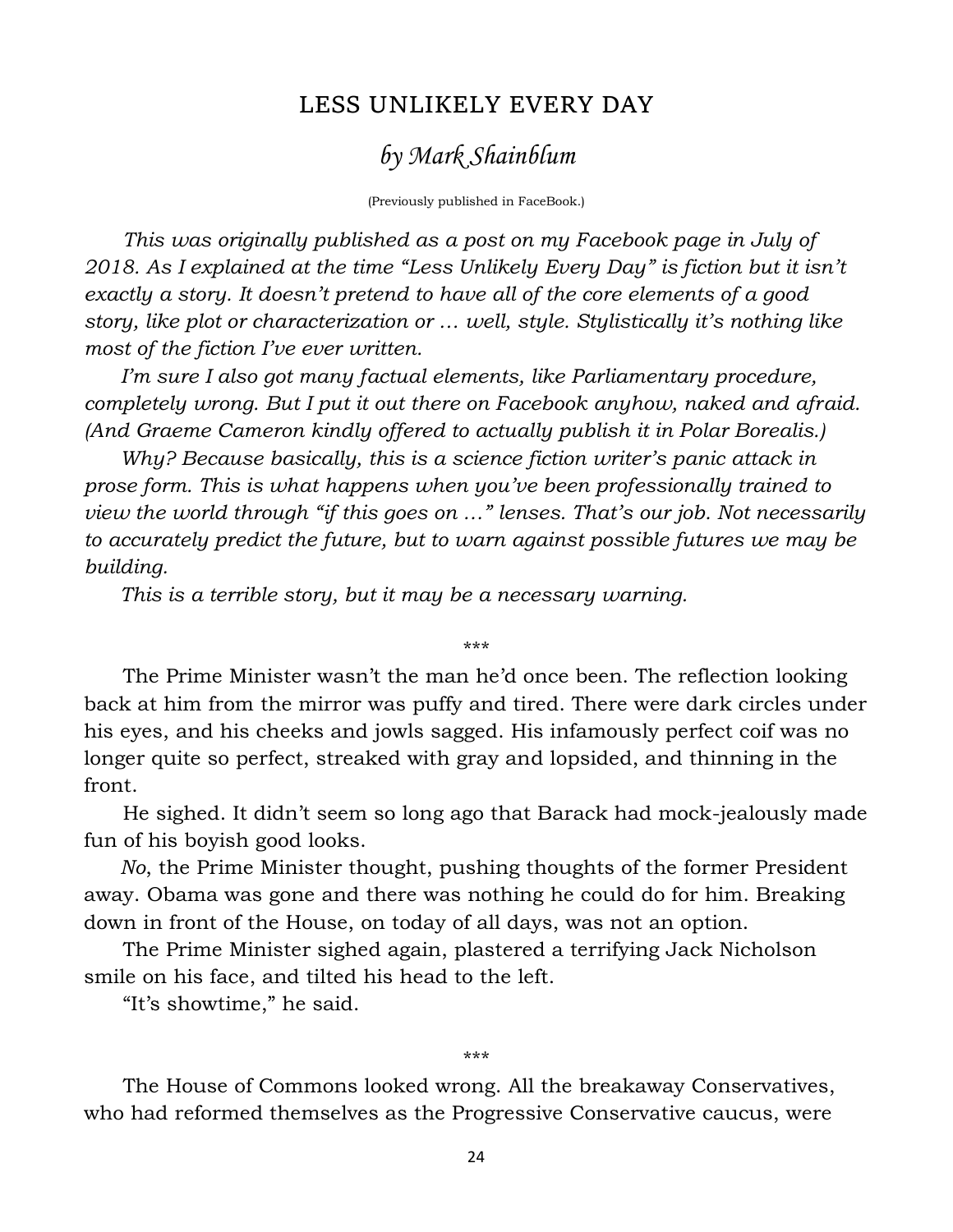## LESS UNLIKELY EVERY DAY

### *by Mark Shainblum*

(Previously published in FaceBook.)

*This was originally published as a post on my Facebook page in July of 2018. As I explained at the time "Less Unlikely Every Day" is fiction but it isn't exactly a story. It doesn't pretend to have all of the core elements of a good story, like plot or characterization or … well, style. Stylistically it's nothing like most of the fiction I've ever written.*

*I'm sure I also got many factual elements, like Parliamentary procedure, completely wrong. But I put it out there on Facebook anyhow, naked and afraid. (And Graeme Cameron kindly offered to actually publish it in Polar Borealis.)*

*Why? Because basically, this is a science fiction writer's panic attack in prose form. This is what happens when you've been professionally trained to view the world through "if this goes on …" lenses. That's our job. Not necessarily to accurately predict the future, but to warn against possible futures we may be building.*

*This is a terrible story, but it may be a necessary warning.*

\*\*\*

The Prime Minister wasn't the man he'd once been. The reflection looking back at him from the mirror was puffy and tired. There were dark circles under his eyes, and his cheeks and jowls sagged. His infamously perfect coif was no longer quite so perfect, streaked with gray and lopsided, and thinning in the front.

He sighed. It didn't seem so long ago that Barack had mock-jealously made fun of his boyish good looks.

*No*, the Prime Minister thought, pushing thoughts of the former President away. Obama was gone and there was nothing he could do for him. Breaking down in front of the House, on today of all days, was not an option.

The Prime Minister sighed again, plastered a terrifying Jack Nicholson smile on his face, and tilted his head to the left.

"It's showtime," he said.

\*\*\*

The House of Commons looked wrong. All the breakaway Conservatives, who had reformed themselves as the Progressive Conservative caucus, were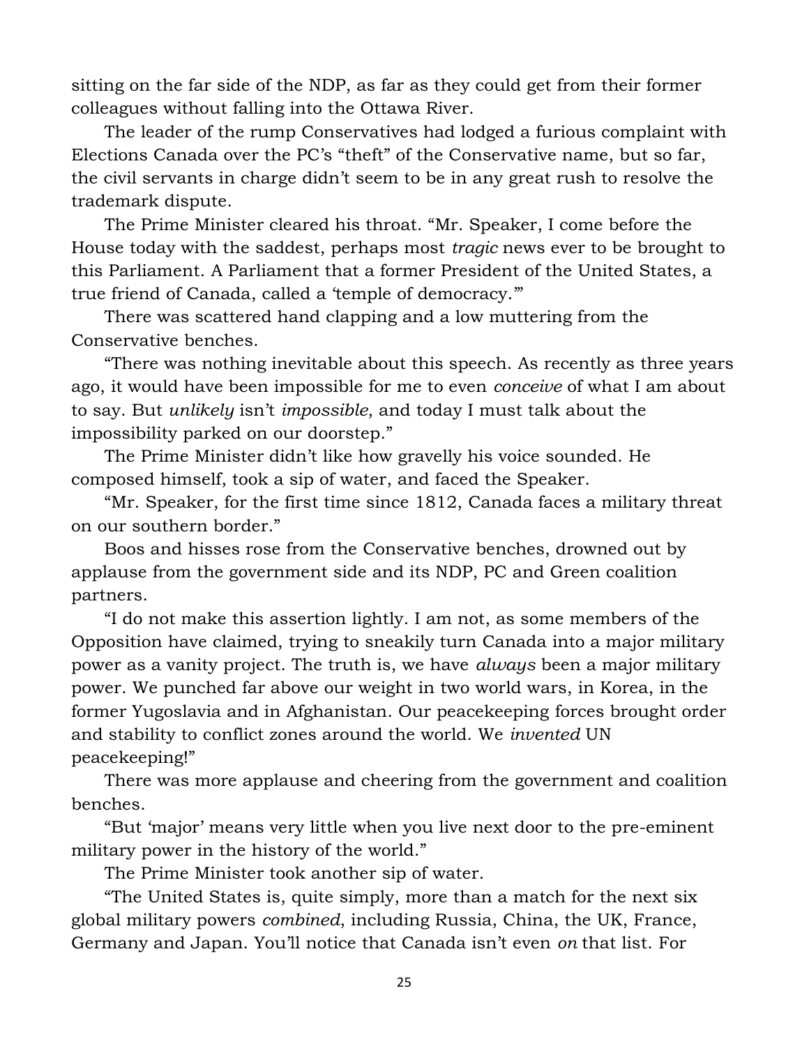sitting on the far side of the NDP, as far as they could get from their former colleagues without falling into the Ottawa River.

The leader of the rump Conservatives had lodged a furious complaint with Elections Canada over the PC's "theft" of the Conservative name, but so far, the civil servants in charge didn't seem to be in any great rush to resolve the trademark dispute.

The Prime Minister cleared his throat. "Mr. Speaker, I come before the House today with the saddest, perhaps most *tragic* news ever to be brought to this Parliament. A Parliament that a former President of the United States, a true friend of Canada, called a 'temple of democracy.'"

There was scattered hand clapping and a low muttering from the Conservative benches.

"There was nothing inevitable about this speech. As recently as three years ago, it would have been impossible for me to even *conceive* of what I am about to say. But *unlikely* isn't *impossible*, and today I must talk about the impossibility parked on our doorstep."

The Prime Minister didn't like how gravelly his voice sounded. He composed himself, took a sip of water, and faced the Speaker.

"Mr. Speaker, for the first time since 1812, Canada faces a military threat on our southern border."

Boos and hisses rose from the Conservative benches, drowned out by applause from the government side and its NDP, PC and Green coalition partners.

"I do not make this assertion lightly. I am not, as some members of the Opposition have claimed, trying to sneakily turn Canada into a major military power as a vanity project. The truth is, we have *always* been a major military power. We punched far above our weight in two world wars, in Korea, in the former Yugoslavia and in Afghanistan. Our peacekeeping forces brought order and stability to conflict zones around the world. We *invented* UN peacekeeping!"

There was more applause and cheering from the government and coalition benches.

"But 'major' means very little when you live next door to the pre-eminent military power in the history of the world."

The Prime Minister took another sip of water.

"The United States is, quite simply, more than a match for the next six global military powers *combined*, including Russia, China, the UK, France, Germany and Japan. You'll notice that Canada isn't even *on* that list. For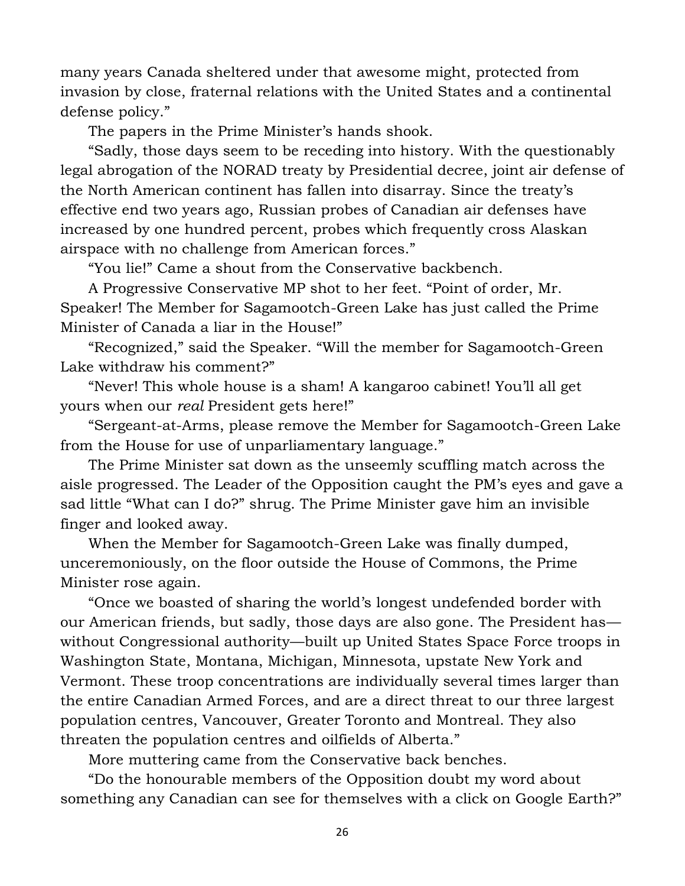many years Canada sheltered under that awesome might, protected from invasion by close, fraternal relations with the United States and a continental defense policy."

The papers in the Prime Minister's hands shook.

"Sadly, those days seem to be receding into history. With the questionably legal abrogation of the NORAD treaty by Presidential decree, joint air defense of the North American continent has fallen into disarray. Since the treaty's effective end two years ago, Russian probes of Canadian air defenses have increased by one hundred percent, probes which frequently cross Alaskan airspace with no challenge from American forces."

"You lie!" Came a shout from the Conservative backbench.

A Progressive Conservative MP shot to her feet. "Point of order, Mr. Speaker! The Member for Sagamootch-Green Lake has just called the Prime Minister of Canada a liar in the House!"

"Recognized," said the Speaker. "Will the member for Sagamootch-Green Lake withdraw his comment?"

"Never! This whole house is a sham! A kangaroo cabinet! You'll all get yours when our *real* President gets here!"

"Sergeant-at-Arms, please remove the Member for Sagamootch-Green Lake from the House for use of unparliamentary language."

The Prime Minister sat down as the unseemly scuffling match across the aisle progressed. The Leader of the Opposition caught the PM's eyes and gave a sad little "What can I do?" shrug. The Prime Minister gave him an invisible finger and looked away.

When the Member for Sagamootch-Green Lake was finally dumped, unceremoniously, on the floor outside the House of Commons, the Prime Minister rose again.

"Once we boasted of sharing the world's longest undefended border with our American friends, but sadly, those days are also gone. The President has—without Congressional authority—built up United States Space Force troops in Washington State, Montana, Michigan, Minnesota, upstate New York and Vermont. These troop concentrations are individually several times larger than the entire Canadian Armed Forces, and are a direct threat to our three largest population centres, Vancouver, Greater Toronto and Montreal. They also threaten the population centres and oilfields of Alberta."

More muttering came from the Conservative back benches.

"Do the honourable members of the Opposition doubt my word about something any Canadian can see for themselves with a click on Google Earth?"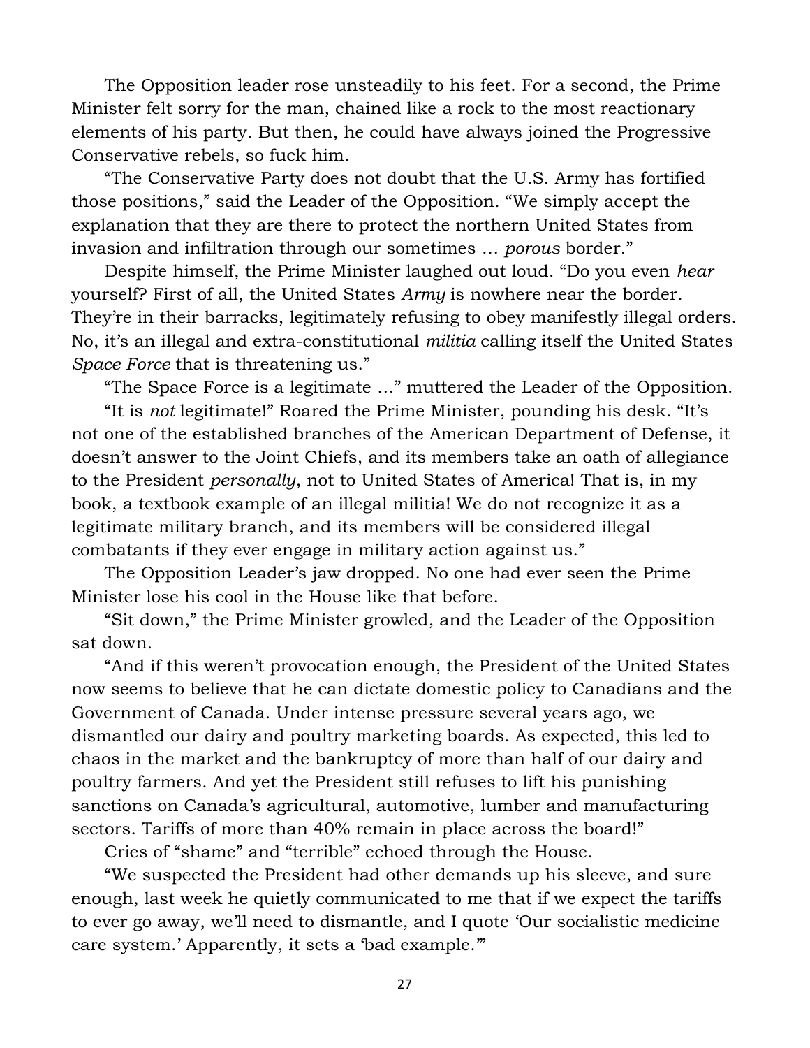The Opposition leader rose unsteadily to his feet. For a second, the Prime Minister felt sorry for the man, chained like a rock to the most reactionary elements of his party. But then, he could have always joined the Progressive Conservative rebels, so fuck him.

"The Conservative Party does not doubt that the U.S. Army has fortified those positions," said the Leader of the Opposition. "We simply accept the explanation that they are there to protect the northern United States from invasion and infiltration through our sometimes … *porous* border."

Despite himself, the Prime Minister laughed out loud. "Do you even *hear* yourself? First of all, the United States *Army* is nowhere near the border. They're in their barracks, legitimately refusing to obey manifestly illegal orders. No, it's an illegal and extra-constitutional *militia* calling itself the United States *Space Force* that is threatening us."

"The Space Force is a legitimate …" muttered the Leader of the Opposition.

"It is *not* legitimate!" Roared the Prime Minister, pounding his desk. "It's not one of the established branches of the American Department of Defense, it doesn't answer to the Joint Chiefs, and its members take an oath of allegiance to the President *personally*, not to United States of America! That is, in my book, a textbook example of an illegal militia! We do not recognize it as a legitimate military branch, and its members will be considered illegal combatants if they ever engage in military action against us."

The Opposition Leader's jaw dropped. No one had ever seen the Prime Minister lose his cool in the House like that before.

"Sit down," the Prime Minister growled, and the Leader of the Opposition sat down.

"And if this weren't provocation enough, the President of the United States now seems to believe that he can dictate domestic policy to Canadians and the Government of Canada. Under intense pressure several years ago, we dismantled our dairy and poultry marketing boards. As expected, this led to chaos in the market and the bankruptcy of more than half of our dairy and poultry farmers. And yet the President still refuses to lift his punishing sanctions on Canada's agricultural, automotive, lumber and manufacturing sectors. Tariffs of more than 40% remain in place across the board!"

Cries of "shame" and "terrible" echoed through the House.

"We suspected the President had other demands up his sleeve, and sure enough, last week he quietly communicated to me that if we expect the tariffs to ever go away, we'll need to dismantle, and I quote 'Our socialistic medicine care system.' Apparently, it sets a 'bad example.'"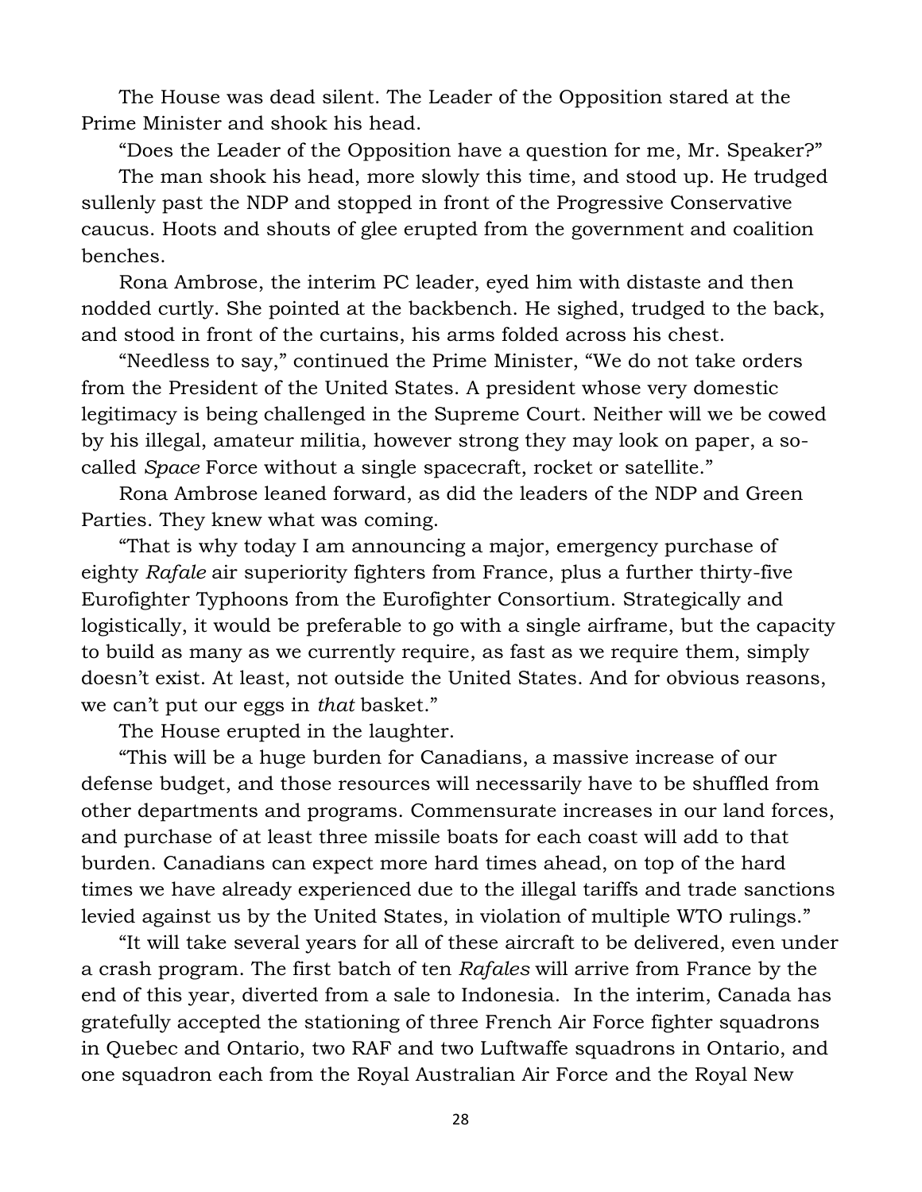The House was dead silent. The Leader of the Opposition stared at the Prime Minister and shook his head.

"Does the Leader of the Opposition have a question for me, Mr. Speaker?"

The man shook his head, more slowly this time, and stood up. He trudged sullenly past the NDP and stopped in front of the Progressive Conservative caucus. Hoots and shouts of glee erupted from the government and coalition benches.

Rona Ambrose, the interim PC leader, eyed him with distaste and then nodded curtly. She pointed at the backbench. He sighed, trudged to the back, and stood in front of the curtains, his arms folded across his chest.

"Needless to say," continued the Prime Minister, "We do not take orders from the President of the United States. A president whose very domestic legitimacy is being challenged in the Supreme Court. Neither will we be cowed by his illegal, amateur militia, however strong they may look on paper, a so-called *Space* Force without a single spacecraft, rocket or satellite."

Rona Ambrose leaned forward, as did the leaders of the NDP and Green Parties. They knew what was coming.

"That is why today I am announcing a major, emergency purchase of eighty *Rafale* air superiority fighters from France, plus a further thirty-five Eurofighter Typhoons from the Eurofighter Consortium. Strategically and logistically, it would be preferable to go with a single airframe, but the capacity to build as many as we currently require, as fast as we require them, simply doesn't exist. At least, not outside the United States. And for obvious reasons, we can't put our eggs in *that* basket."

The House erupted in the laughter.

"This will be a huge burden for Canadians, a massive increase of our defense budget, and those resources will necessarily have to be shuffled from other departments and programs. Commensurate increases in our land forces, and purchase of at least three missile boats for each coast will add to that burden. Canadians can expect more hard times ahead, on top of the hard times we have already experienced due to the illegal tariffs and trade sanctions levied against us by the United States, in violation of multiple WTO rulings."

"It will take several years for all of these aircraft to be delivered, even under a crash program. The first batch of ten *Rafales* will arrive from France by the end of this year, diverted from a sale to Indonesia. In the interim, Canada has gratefully accepted the stationing of three French Air Force fighter squadrons in Quebec and Ontario, two RAF and two Luftwaffe squadrons in Ontario, and one squadron each from the Royal Australian Air Force and the Royal New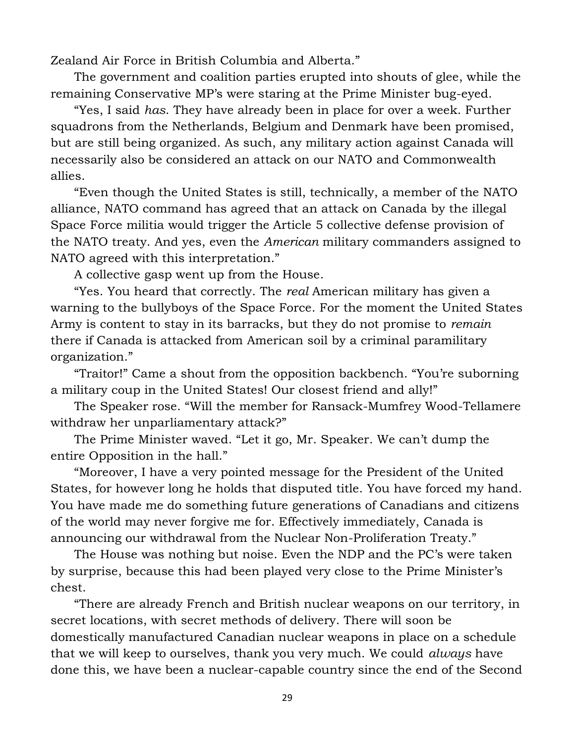Zealand Air Force in British Columbia and Alberta."

The government and coalition parties erupted into shouts of glee, while the remaining Conservative MP's were staring at the Prime Minister bug-eyed.

"Yes, I said *has*. They have already been in place for over a week. Further squadrons from the Netherlands, Belgium and Denmark have been promised, but are still being organized. As such, any military action against Canada will necessarily also be considered an attack on our NATO and Commonwealth allies.

"Even though the United States is still, technically, a member of the NATO alliance, NATO command has agreed that an attack on Canada by the illegal Space Force militia would trigger the Article 5 collective defense provision of the NATO treaty. And yes, even the *American* military commanders assigned to NATO agreed with this interpretation."

A collective gasp went up from the House.

"Yes. You heard that correctly. The *real* American military has given a warning to the bullyboys of the Space Force. For the moment the United States Army is content to stay in its barracks, but they do not promise to *remain* there if Canada is attacked from American soil by a criminal paramilitary organization."

"Traitor!" Came a shout from the opposition backbench. "You're suborning a military coup in the United States! Our closest friend and ally!"

The Speaker rose. "Will the member for Ransack-Mumfrey Wood-Tellamere withdraw her unparliamentary attack?"

The Prime Minister waved. "Let it go, Mr. Speaker. We can't dump the entire Opposition in the hall."

"Moreover, I have a very pointed message for the President of the United States, for however long he holds that disputed title. You have forced my hand. You have made me do something future generations of Canadians and citizens of the world may never forgive me for. Effectively immediately, Canada is announcing our withdrawal from the Nuclear Non-Proliferation Treaty."

The House was nothing but noise. Even the NDP and the PC's were taken by surprise, because this had been played very close to the Prime Minister's chest.

"There are already French and British nuclear weapons on our territory, in secret locations, with secret methods of delivery. There will soon be domestically manufactured Canadian nuclear weapons in place on a schedule that we will keep to ourselves, thank you very much. We could *always* have done this, we have been a nuclear-capable country since the end of the Second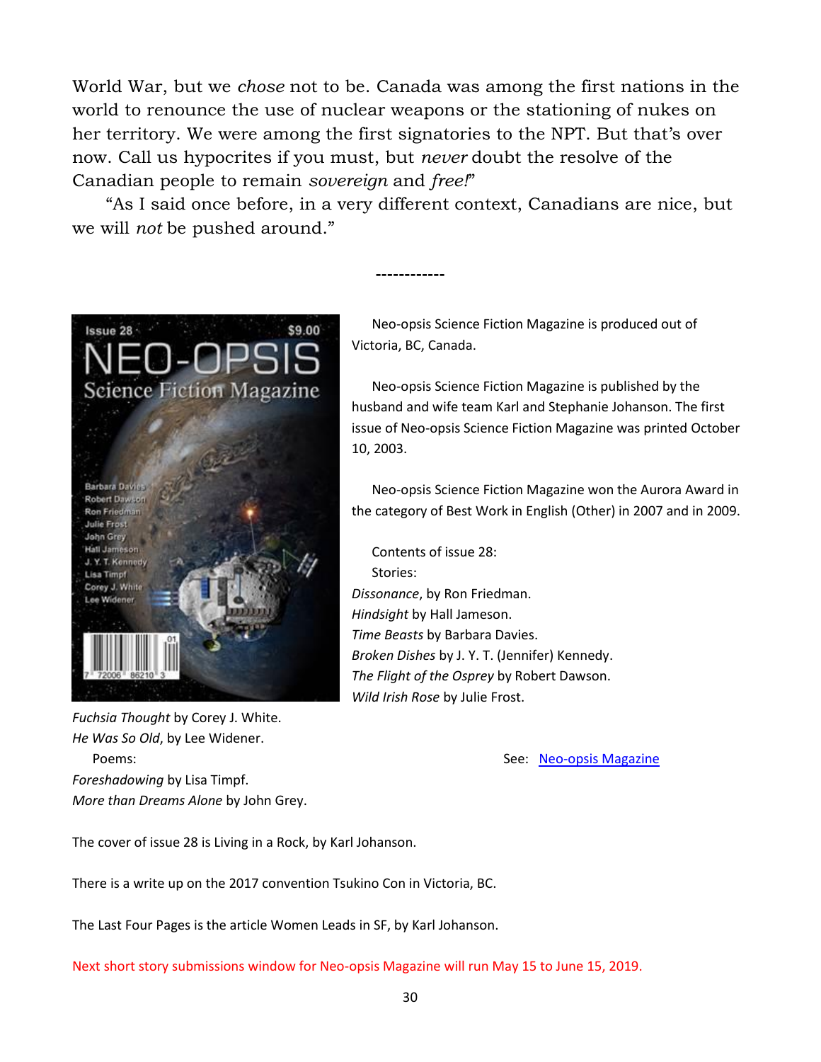World War, but we *chose* not to be. Canada was among the first nations in the world to renounce the use of nuclear weapons or the stationing of nukes on her territory. We were among the first signatories to the NPT. But that's over now. Call us hypocrites if you must, but *never* doubt the resolve of the Canadian people to remain *sovereign* and *free!*"

"As I said once before, in a very different context, Canadians are nice, but we will *not* be pushed around."

------------

Neo-opsis Science Fiction Magazine is produced out of Victoria, BC, Canada.

Neo-opsis Science Fiction Magazine is published by the husband and wife team Karl and Stephanie Johanson. The first issue of Neo-opsis Science Fiction Magazine was printed October 10, 2003.

Neo-opsis Science Fiction Magazine won the Aurora Award in the category of Best Work in English (Other) in 2007 and in 2009.

Contents of issue 28:

Stories:

*Dissonance*, by Ron Friedman.
*Hindsight* by Hall Jameson.
*Time Beasts* by Barbara Davies.
*Broken Dishes* by J. Y. T. (Jennifer) Kennedy.
*The Flight of the Osprey* by Robert Dawson.
*Wild Irish Rose* by Julie Frost.
*Fuchsia Thought* by Corey J. White.
*He Was So Old*, by Lee Widener.

Poems:

*Foreshadowing* by Lisa Timpf.
*More than Dreams Alone* by John Grey.

See: [Neo-opsis Magazine]

The cover of issue 28 is Living in a Rock, by Karl Johanson.

There is a write up on the 2017 convention Tsukino Con in Victoria, BC.

The Last Four Pages is the article Women Leads in SF, by Karl Johanson.

Next short story submissions window for Neo-opsis Magazine will run May 15 to June 15, 2019.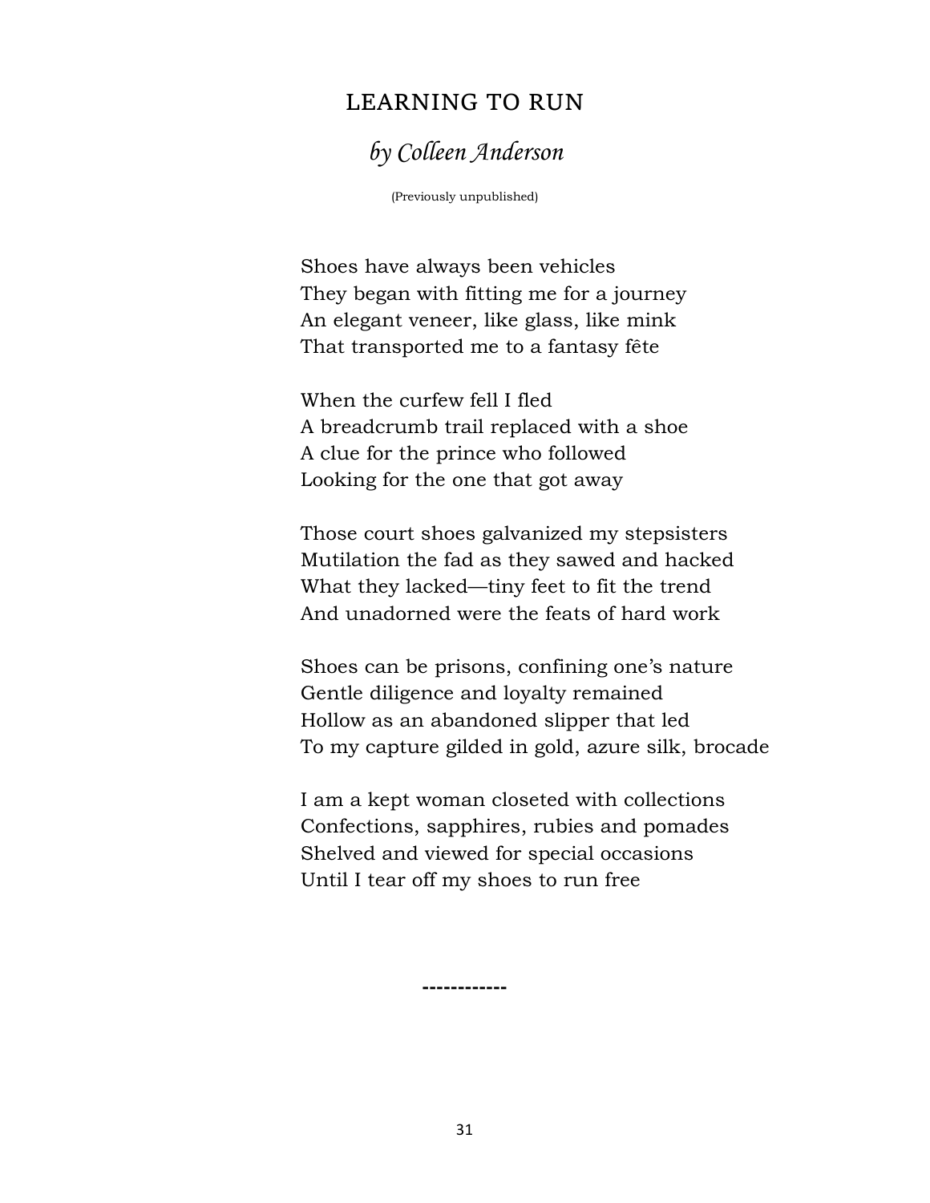# LEARNING TO RUN

*by Colleen Anderson*

(Previously unpublished)

Shoes have always been vehicles
They began with fitting me for a journey
An elegant veneer, like glass, like mink
That transported me to a fantasy fête

When the curfew fell I fled
A breadcrumb trail replaced with a shoe
A clue for the prince who followed
Looking for the one that got away

Those court shoes galvanized my stepsisters
Mutilation the fad as they sawed and hacked
What they lacked—tiny feet to fit the trend
And unadorned were the feats of hard work

Shoes can be prisons, confining one's nature
Gentle diligence and loyalty remained
Hollow as an abandoned slipper that led
To my capture gilded in gold, azure silk, brocade

I am a kept woman closeted with collections
Confections, sapphires, rubies and pomades
Shelved and viewed for special occasions
Until I tear off my shoes to run free

**------------**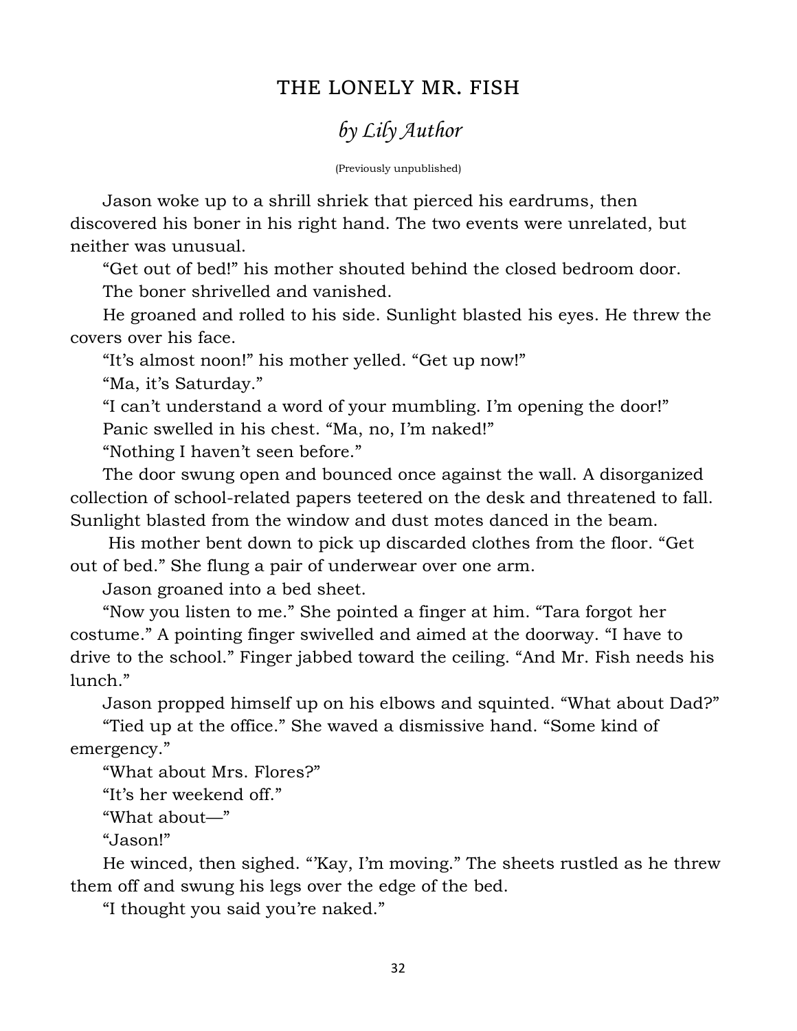# THE LONELY MR. FISH

## *by Lily Author*

(Previously unpublished)

Jason woke up to a shrill shriek that pierced his eardrums, then discovered his boner in his right hand. The two events were unrelated, but neither was unusual.

"Get out of bed!" his mother shouted behind the closed bedroom door.

The boner shrivelled and vanished.

He groaned and rolled to his side. Sunlight blasted his eyes. He threw the covers over his face.

"It's almost noon!" his mother yelled. "Get up now!"

"Ma, it's Saturday."

"I can't understand a word of your mumbling. I'm opening the door!"

Panic swelled in his chest. "Ma, no, I'm naked!"

"Nothing I haven't seen before."

The door swung open and bounced once against the wall. A disorganized collection of school-related papers teetered on the desk and threatened to fall. Sunlight blasted from the window and dust motes danced in the beam.

His mother bent down to pick up discarded clothes from the floor. "Get out of bed." She flung a pair of underwear over one arm.

Jason groaned into a bed sheet.

"Now you listen to me." She pointed a finger at him. "Tara forgot her costume." A pointing finger swivelled and aimed at the doorway. "I have to drive to the school." Finger jabbed toward the ceiling. "And Mr. Fish needs his lunch."

Jason propped himself up on his elbows and squinted. "What about Dad?"

"Tied up at the office." She waved a dismissive hand. "Some kind of emergency."

"What about Mrs. Flores?"

"It's her weekend off."

"What about—"

"Jason!"

He winced, then sighed. "'Kay, I'm moving." The sheets rustled as he threw them off and swung his legs over the edge of the bed.

"I thought you said you're naked."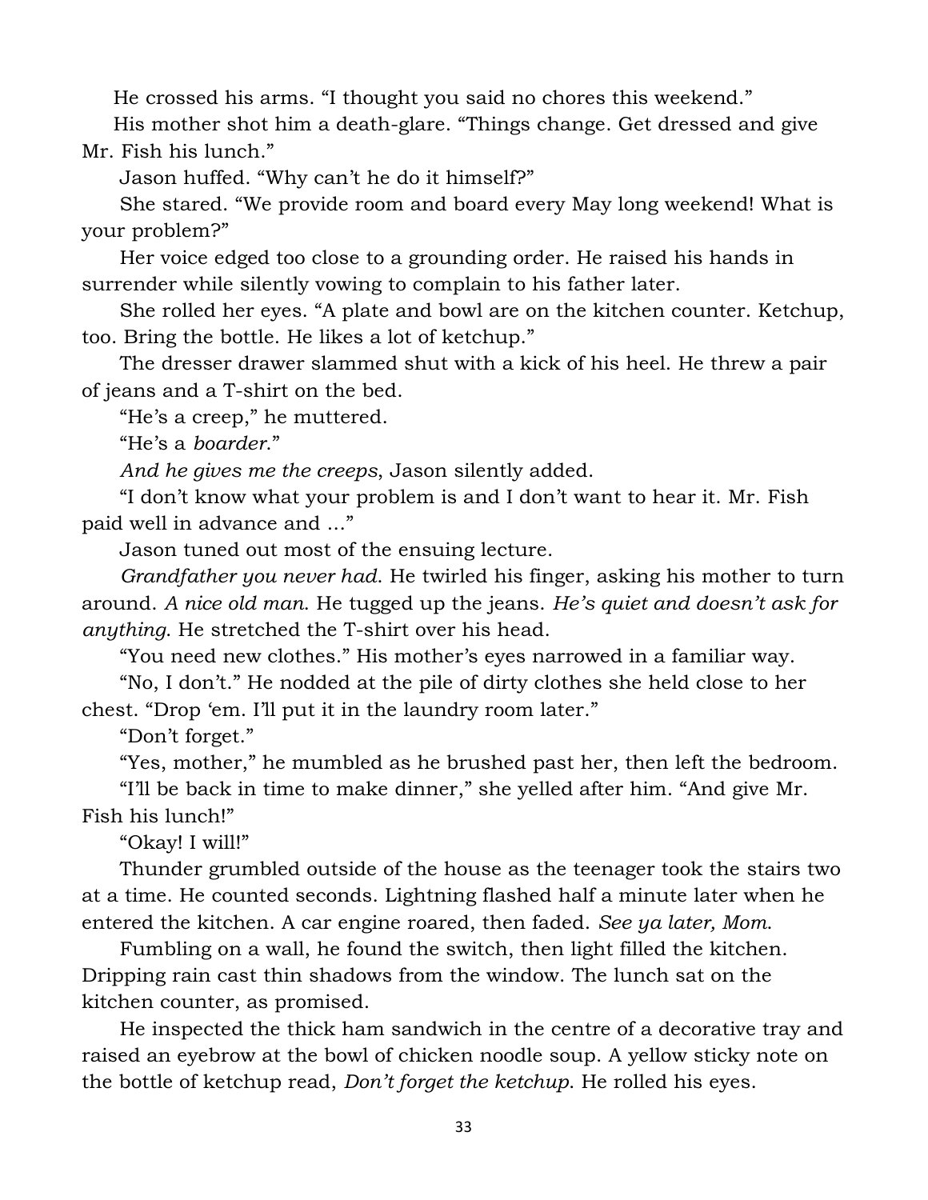He crossed his arms. “I thought you said no chores this weekend.”

His mother shot him a death-glare. “Things change. Get dressed and give Mr. Fish his lunch.”

Jason huffed. “Why can’t he do it himself?”

She stared. “We provide room and board every May long weekend! What is your problem?”

Her voice edged too close to a grounding order. He raised his hands in surrender while silently vowing to complain to his father later.

She rolled her eyes. “A plate and bowl are on the kitchen counter. Ketchup, too. Bring the bottle. He likes a lot of ketchup.”

The dresser drawer slammed shut with a kick of his heel. He threw a pair of jeans and a T-shirt on the bed.

“He’s a creep,” he muttered.

“He’s a *boarder*.”

*And he gives me the creeps*, Jason silently added.

“I don’t know what your problem is and I don’t want to hear it. Mr. Fish paid well in advance and ...”

Jason tuned out most of the ensuing lecture.

*Grandfather you never had*. He twirled his finger, asking his mother to turn around. *A nice old man*. He tugged up the jeans. *He’s quiet and doesn’t ask for anything*. He stretched the T-shirt over his head.

“You need new clothes.” His mother’s eyes narrowed in a familiar way.

“No, I don’t.” He nodded at the pile of dirty clothes she held close to her chest. “Drop ‘em. I’ll put it in the laundry room later.”

“Don’t forget.”

“Yes, mother,” he mumbled as he brushed past her, then left the bedroom.

“I’ll be back in time to make dinner,” she yelled after him. “And give Mr. Fish his lunch!”

“Okay! I will!”

Thunder grumbled outside of the house as the teenager took the stairs two at a time. He counted seconds. Lightning flashed half a minute later when he entered the kitchen. A car engine roared, then faded. *See ya later, Mom*.

Fumbling on a wall, he found the switch, then light filled the kitchen. Dripping rain cast thin shadows from the window. The lunch sat on the kitchen counter, as promised.

He inspected the thick ham sandwich in the centre of a decorative tray and raised an eyebrow at the bowl of chicken noodle soup. A yellow sticky note on the bottle of ketchup read, *Don’t forget the ketchup*. He rolled his eyes.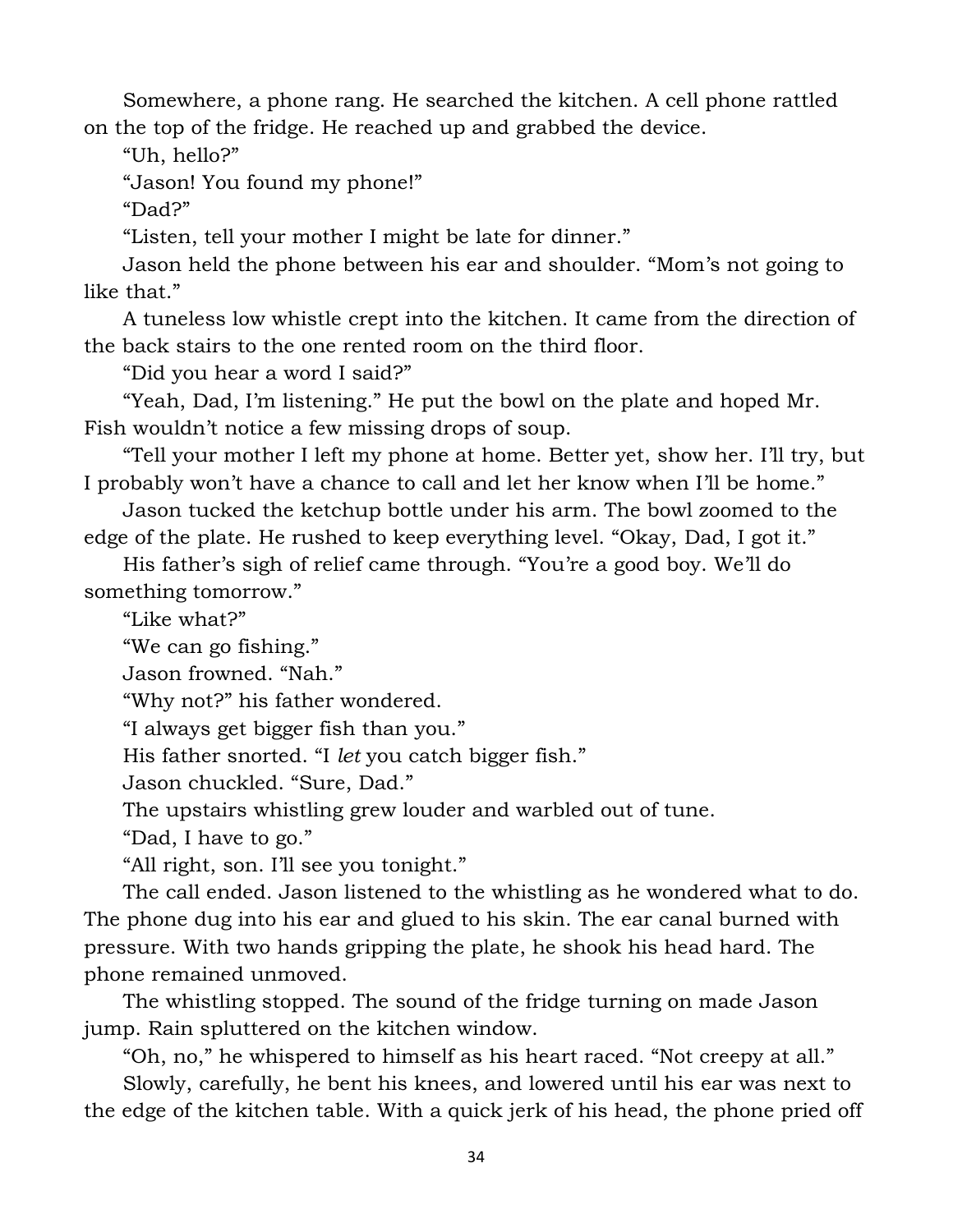Somewhere, a phone rang. He searched the kitchen. A cell phone rattled on the top of the fridge. He reached up and grabbed the device.

“Uh, hello?”

“Jason! You found my phone!”

“Dad?”

“Listen, tell your mother I might be late for dinner.”

Jason held the phone between his ear and shoulder. “Mom’s not going to like that.”

A tuneless low whistle crept into the kitchen. It came from the direction of the back stairs to the one rented room on the third floor.

“Did you hear a word I said?”

“Yeah, Dad, I’m listening.” He put the bowl on the plate and hoped Mr. Fish wouldn’t notice a few missing drops of soup.

“Tell your mother I left my phone at home. Better yet, show her. I’ll try, but I probably won’t have a chance to call and let her know when I’ll be home.”

Jason tucked the ketchup bottle under his arm. The bowl zoomed to the edge of the plate. He rushed to keep everything level. “Okay, Dad, I got it.”

His father’s sigh of relief came through. “You’re a good boy. We’ll do something tomorrow.”

“Like what?”

“We can go fishing.”

Jason frowned. “Nah.”

“Why not?” his father wondered.

“I always get bigger fish than you.”

His father snorted. “I *let* you catch bigger fish.”

Jason chuckled. “Sure, Dad.”

The upstairs whistling grew louder and warbled out of tune.

“Dad, I have to go.”

“All right, son. I’ll see you tonight.”

The call ended. Jason listened to the whistling as he wondered what to do. The phone dug into his ear and glued to his skin. The ear canal burned with pressure. With two hands gripping the plate, he shook his head hard. The phone remained unmoved.

The whistling stopped. The sound of the fridge turning on made Jason jump. Rain spluttered on the kitchen window.

“Oh, no,” he whispered to himself as his heart raced. “Not creepy at all.”

Slowly, carefully, he bent his knees, and lowered until his ear was next to the edge of the kitchen table. With a quick jerk of his head, the phone pried off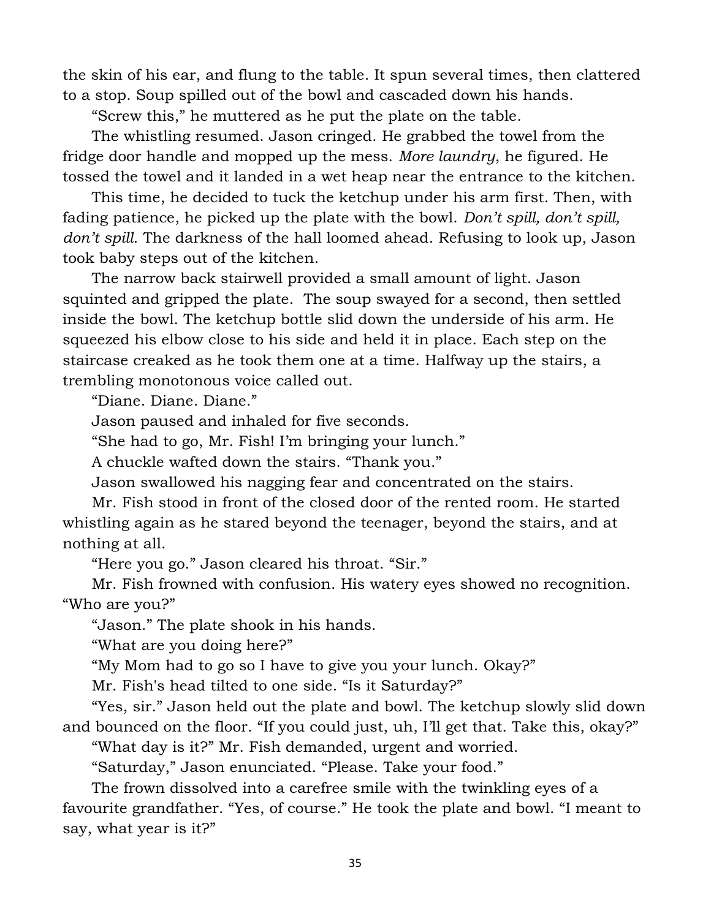the skin of his ear, and flung to the table. It spun several times, then clattered to a stop. Soup spilled out of the bowl and cascaded down his hands.

"Screw this," he muttered as he put the plate on the table.

The whistling resumed. Jason cringed. He grabbed the towel from the fridge door handle and mopped up the mess. *More laundry,* he figured. He tossed the towel and it landed in a wet heap near the entrance to the kitchen.

This time, he decided to tuck the ketchup under his arm first. Then, with fading patience, he picked up the plate with the bowl. *Don't spill, don't spill, don't spill.* The darkness of the hall loomed ahead. Refusing to look up, Jason took baby steps out of the kitchen.

The narrow back stairwell provided a small amount of light. Jason squinted and gripped the plate. The soup swayed for a second, then settled inside the bowl. The ketchup bottle slid down the underside of his arm. He squeezed his elbow close to his side and held it in place. Each step on the staircase creaked as he took them one at a time. Halfway up the stairs, a trembling monotonous voice called out.

"Diane. Diane. Diane."

Jason paused and inhaled for five seconds.

"She had to go, Mr. Fish! I'm bringing your lunch."

A chuckle wafted down the stairs. "Thank you."

Jason swallowed his nagging fear and concentrated on the stairs.

Mr. Fish stood in front of the closed door of the rented room. He started whistling again as he stared beyond the teenager, beyond the stairs, and at nothing at all.

"Here you go." Jason cleared his throat. "Sir."

Mr. Fish frowned with confusion. His watery eyes showed no recognition. "Who are you?"

"Jason." The plate shook in his hands.

"What are you doing here?"

"My Mom had to go so I have to give you your lunch. Okay?"

Mr. Fish's head tilted to one side. "Is it Saturday?"

"Yes, sir." Jason held out the plate and bowl. The ketchup slowly slid down and bounced on the floor. "If you could just, uh, I'll get that. Take this, okay?"

"What day is it?" Mr. Fish demanded, urgent and worried.

"Saturday," Jason enunciated. "Please. Take your food."

The frown dissolved into a carefree smile with the twinkling eyes of a favourite grandfather. "Yes, of course." He took the plate and bowl. "I meant to say, what year is it?"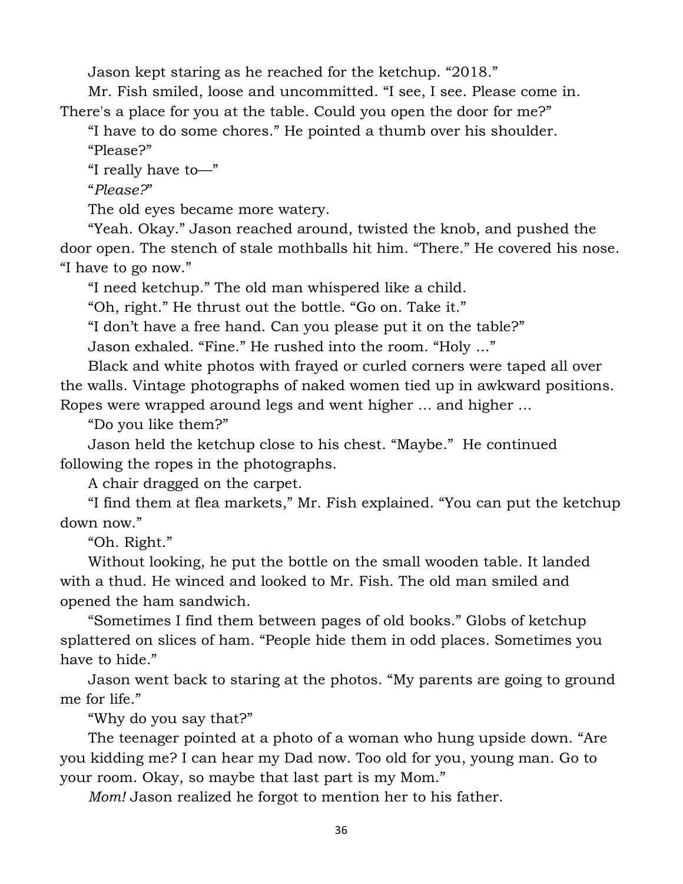Jason kept staring as he reached for the ketchup. "2018."

Mr. Fish smiled, loose and uncommitted. "I see, I see. Please come in. There's a place for you at the table. Could you open the door for me?"

"I have to do some chores." He pointed a thumb over his shoulder.

"Please?"

"I really have to—"

"*Please?*"

The old eyes became more watery.

"Yeah. Okay." Jason reached around, twisted the knob, and pushed the door open. The stench of stale mothballs hit him. "There." He covered his nose. "I have to go now."

"I need ketchup." The old man whispered like a child.

"Oh, right." He thrust out the bottle. "Go on. Take it."

"I don't have a free hand. Can you please put it on the table?"

Jason exhaled. "Fine." He rushed into the room. "Holy …"

Black and white photos with frayed or curled corners were taped all over the walls. Vintage photographs of naked women tied up in awkward positions. Ropes were wrapped around legs and went higher … and higher …

"Do you like them?"

Jason held the ketchup close to his chest. "Maybe." He continued following the ropes in the photographs.

A chair dragged on the carpet.

"I find them at flea markets," Mr. Fish explained. "You can put the ketchup down now."

"Oh. Right."

Without looking, he put the bottle on the small wooden table. It landed with a thud. He winced and looked to Mr. Fish. The old man smiled and opened the ham sandwich.

"Sometimes I find them between pages of old books." Globs of ketchup splattered on slices of ham. "People hide them in odd places. Sometimes you have to hide."

Jason went back to staring at the photos. "My parents are going to ground me for life."

"Why do you say that?"

The teenager pointed at a photo of a woman who hung upside down. "Are you kidding me? I can hear my Dad now. Too old for you, young man. Go to your room. Okay, so maybe that last part is my Mom."

*Mom!* Jason realized he forgot to mention her to his father.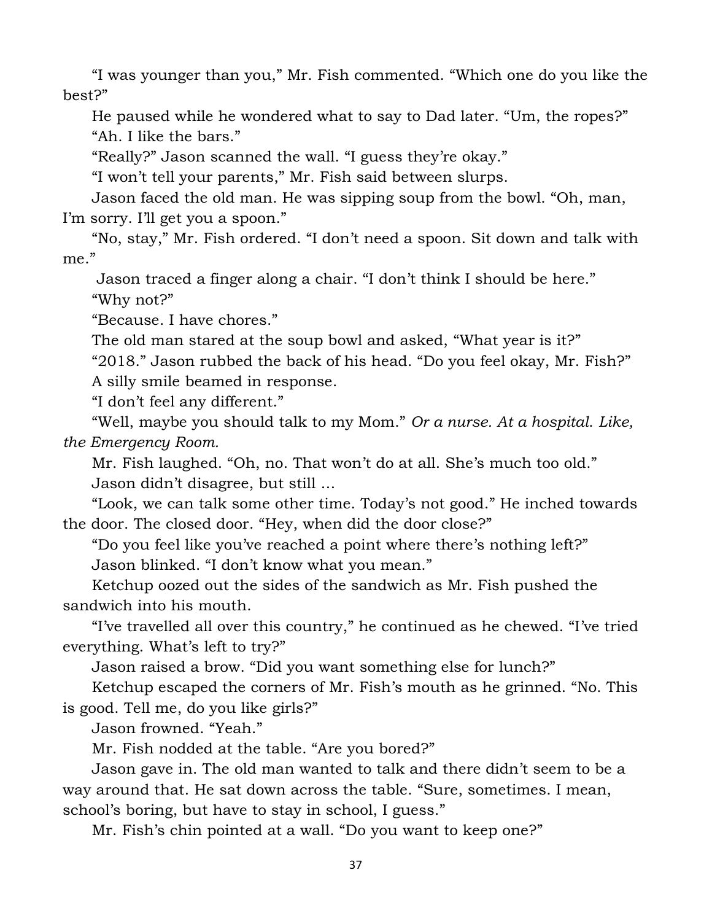"I was younger than you," Mr. Fish commented. "Which one do you like the best?"

He paused while he wondered what to say to Dad later. "Um, the ropes?"

"Ah. I like the bars."

"Really?" Jason scanned the wall. "I guess they're okay."

"I won't tell your parents," Mr. Fish said between slurps.

Jason faced the old man. He was sipping soup from the bowl. "Oh, man, I'm sorry. I'll get you a spoon."

"No, stay," Mr. Fish ordered. "I don't need a spoon. Sit down and talk with me."

Jason traced a finger along a chair. "I don't think I should be here."

"Why not?"

"Because. I have chores."

The old man stared at the soup bowl and asked, "What year is it?"

"2018." Jason rubbed the back of his head. "Do you feel okay, Mr. Fish?"

A silly smile beamed in response.

"I don't feel any different."

"Well, maybe you should talk to my Mom." *Or a nurse. At a hospital. Like, the Emergency Room.*

Mr. Fish laughed. "Oh, no. That won't do at all. She's much too old."

Jason didn't disagree, but still …

"Look, we can talk some other time. Today's not good." He inched towards the door. The closed door. "Hey, when did the door close?"

"Do you feel like you've reached a point where there's nothing left?"

Jason blinked. "I don't know what you mean."

Ketchup oozed out the sides of the sandwich as Mr. Fish pushed the sandwich into his mouth.

"I've travelled all over this country," he continued as he chewed. "I've tried everything. What's left to try?"

Jason raised a brow. "Did you want something else for lunch?"

Ketchup escaped the corners of Mr. Fish's mouth as he grinned. "No. This is good. Tell me, do you like girls?"

Jason frowned. "Yeah."

Mr. Fish nodded at the table. "Are you bored?"

Jason gave in. The old man wanted to talk and there didn't seem to be a way around that. He sat down across the table. "Sure, sometimes. I mean, school's boring, but have to stay in school, I guess."

Mr. Fish's chin pointed at a wall. "Do you want to keep one?"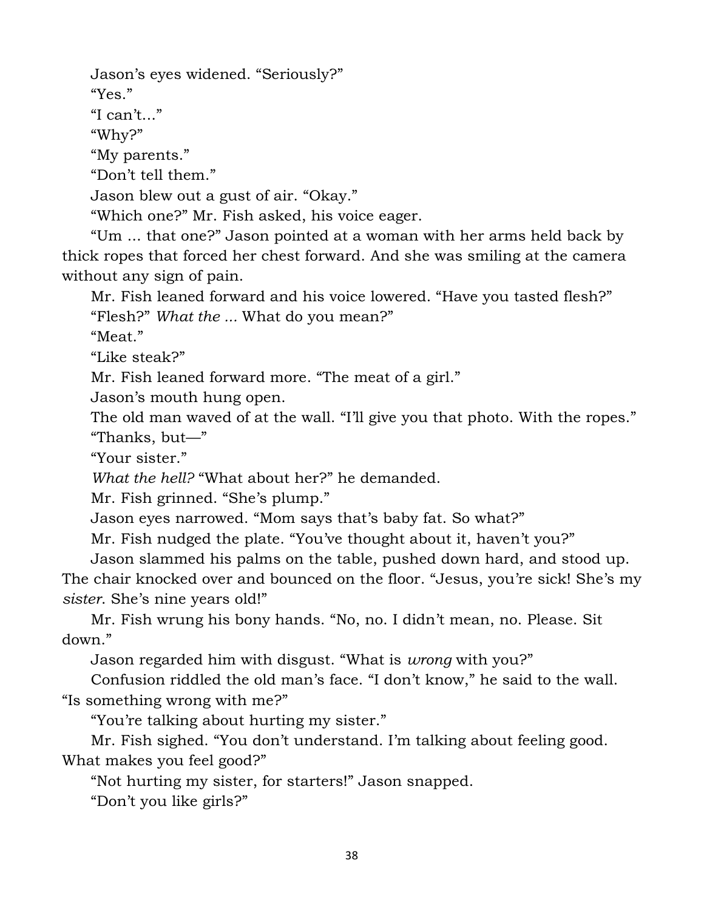Jason's eyes widened. "Seriously?"

"Yes."

"I can't..."

"Why?"

"My parents."

"Don't tell them."

Jason blew out a gust of air. "Okay."

"Which one?" Mr. Fish asked, his voice eager.

"Um ... that one?" Jason pointed at a woman with her arms held back by thick ropes that forced her chest forward. And she was smiling at the camera without any sign of pain.

Mr. Fish leaned forward and his voice lowered. "Have you tasted flesh?"

"Flesh?" *What the ...* What do you mean?"

"Meat."

"Like steak?"

Mr. Fish leaned forward more. "The meat of a girl."

Jason's mouth hung open.

The old man waved of at the wall. "I'll give you that photo. With the ropes."

"Thanks, but—"

"Your sister."

*What the hell?* "What about her?" he demanded.

Mr. Fish grinned. "She's plump."

Jason eyes narrowed. "Mom says that's baby fat. So what?"

Mr. Fish nudged the plate. "You've thought about it, haven't you?"

Jason slammed his palms on the table, pushed down hard, and stood up. The chair knocked over and bounced on the floor. "Jesus, you're sick! She's my *sister*. She's nine years old!"

Mr. Fish wrung his bony hands. "No, no. I didn't mean, no. Please. Sit down."

Jason regarded him with disgust. "What is *wrong* with you?"

Confusion riddled the old man's face. "I don't know," he said to the wall. "Is something wrong with me?"

"You're talking about hurting my sister."

Mr. Fish sighed. "You don't understand. I'm talking about feeling good. What makes you feel good?"

"Not hurting my sister, for starters!" Jason snapped.

"Don't you like girls?"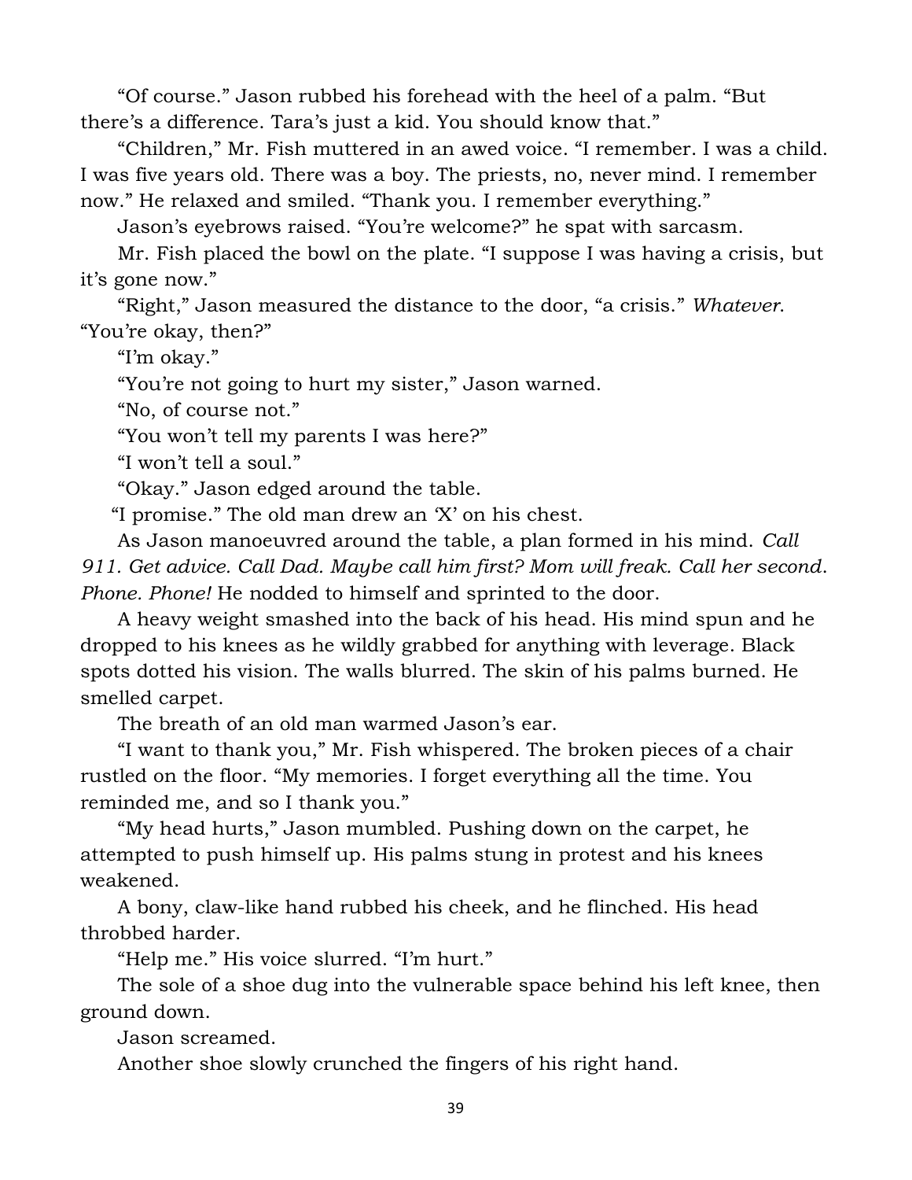“Of course.” Jason rubbed his forehead with the heel of a palm. “But there’s a difference. Tara’s just a kid. You should know that.”

“Children,” Mr. Fish muttered in an awed voice. “I remember. I was a child. I was five years old. There was a boy. The priests, no, never mind. I remember now.” He relaxed and smiled. “Thank you. I remember everything.”

Jason’s eyebrows raised. “You’re welcome?” he spat with sarcasm.

Mr. Fish placed the bowl on the plate. “I suppose I was having a crisis, but it’s gone now.”

“Right,” Jason measured the distance to the door, “a crisis.” *Whatever.* “You’re okay, then?”

“I’m okay.”

“You’re not going to hurt my sister,” Jason warned.

“No, of course not.”

“You won’t tell my parents I was here?”

“I won’t tell a soul.”

“Okay.” Jason edged around the table.

“I promise.” The old man drew an ‘X’ on his chest.

As Jason manoeuvred around the table, a plan formed in his mind. *Call 911. Get advice. Call Dad. Maybe call him first? Mom will freak. Call her second. Phone. Phone!* He nodded to himself and sprinted to the door.

A heavy weight smashed into the back of his head. His mind spun and he dropped to his knees as he wildly grabbed for anything with leverage. Black spots dotted his vision. The walls blurred. The skin of his palms burned. He smelled carpet.

The breath of an old man warmed Jason’s ear.

“I want to thank you,” Mr. Fish whispered. The broken pieces of a chair rustled on the floor. “My memories. I forget everything all the time. You reminded me, and so I thank you.”

“My head hurts,” Jason mumbled. Pushing down on the carpet, he attempted to push himself up. His palms stung in protest and his knees weakened.

A bony, claw-like hand rubbed his cheek, and he flinched. His head throbbed harder.

“Help me.” His voice slurred. “I’m hurt.”

The sole of a shoe dug into the vulnerable space behind his left knee, then ground down.

Jason screamed.

Another shoe slowly crunched the fingers of his right hand.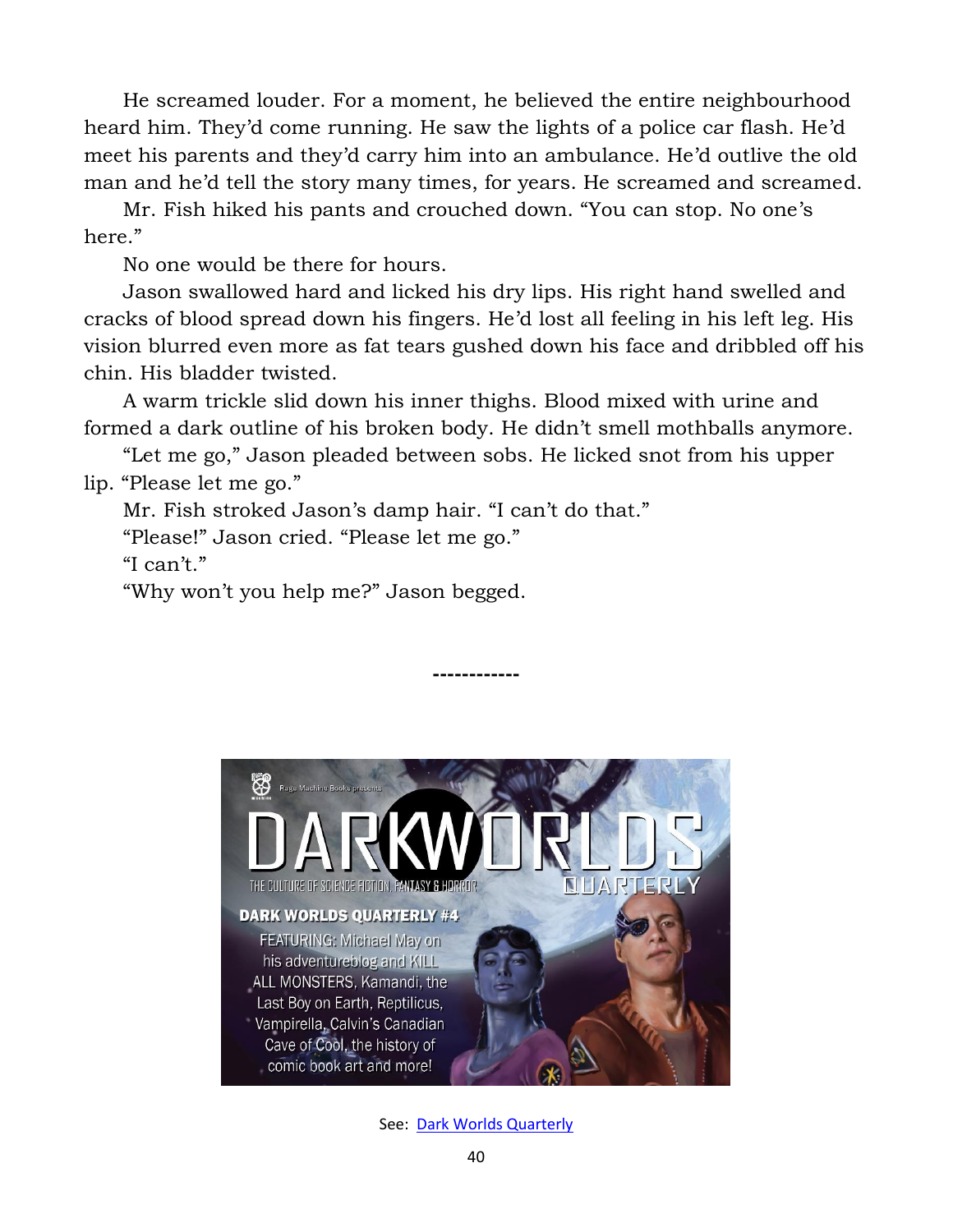He screamed louder. For a moment, he believed the entire neighbourhood heard him. They'd come running. He saw the lights of a police car flash. He'd meet his parents and they'd carry him into an ambulance. He'd outlive the old man and he'd tell the story many times, for years. He screamed and screamed.

Mr. Fish hiked his pants and crouched down. "You can stop. No one's here."

No one would be there for hours.

Jason swallowed hard and licked his dry lips. His right hand swelled and cracks of blood spread down his fingers. He'd lost all feeling in his left leg. His vision blurred even more as fat tears gushed down his face and dribbled off his chin. His bladder twisted.

A warm trickle slid down his inner thighs. Blood mixed with urine and formed a dark outline of his broken body. He didn't smell mothballs anymore.

"Let me go," Jason pleaded between sobs. He licked snot from his upper lip. "Please let me go."

Mr. Fish stroked Jason's damp hair. "I can't do that."

"Please!" Jason cried. "Please let me go."

"I can't."

"Why won't you help me?" Jason begged.

------------

See: [Dark Worlds Quarterly]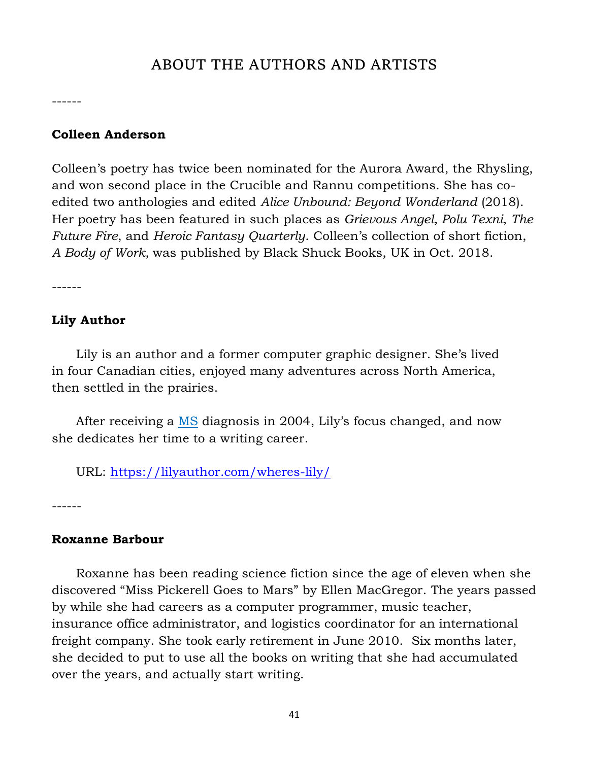# ABOUT THE AUTHORS AND ARTISTS

------

**Colleen Anderson**

Colleen's poetry has twice been nominated for the Aurora Award, the Rhysling, and won second place in the Crucible and Rannu competitions. She has co-edited two anthologies and edited *Alice Unbound: Beyond Wonderland* (2018). Her poetry has been featured in such places as *Grievous Angel, Polu Texni*, *The Future Fire*, and *Heroic Fantasy Quarterly*. Colleen's collection of short fiction, *A Body of Work,* was published by Black Shuck Books, UK in Oct. 2018.

------

**Lily Author**

Lily is an author and a former computer graphic designer. She's lived in four Canadian cities, enjoyed many adventures across North America, then settled in the prairies.

After receiving a [MS] diagnosis in 2004, Lily's focus changed, and now she dedicates her time to a writing career.

URL: https://lilyauthor.com/wheres-lily/

------

**Roxanne Barbour**

Roxanne has been reading science fiction since the age of eleven when she discovered "Miss Pickerell Goes to Mars" by Ellen MacGregor. The years passed by while she had careers as a computer programmer, music teacher, insurance office administrator, and logistics coordinator for an international freight company. She took early retirement in June 2010. Six months later, she decided to put to use all the books on writing that she had accumulated over the years, and actually start writing.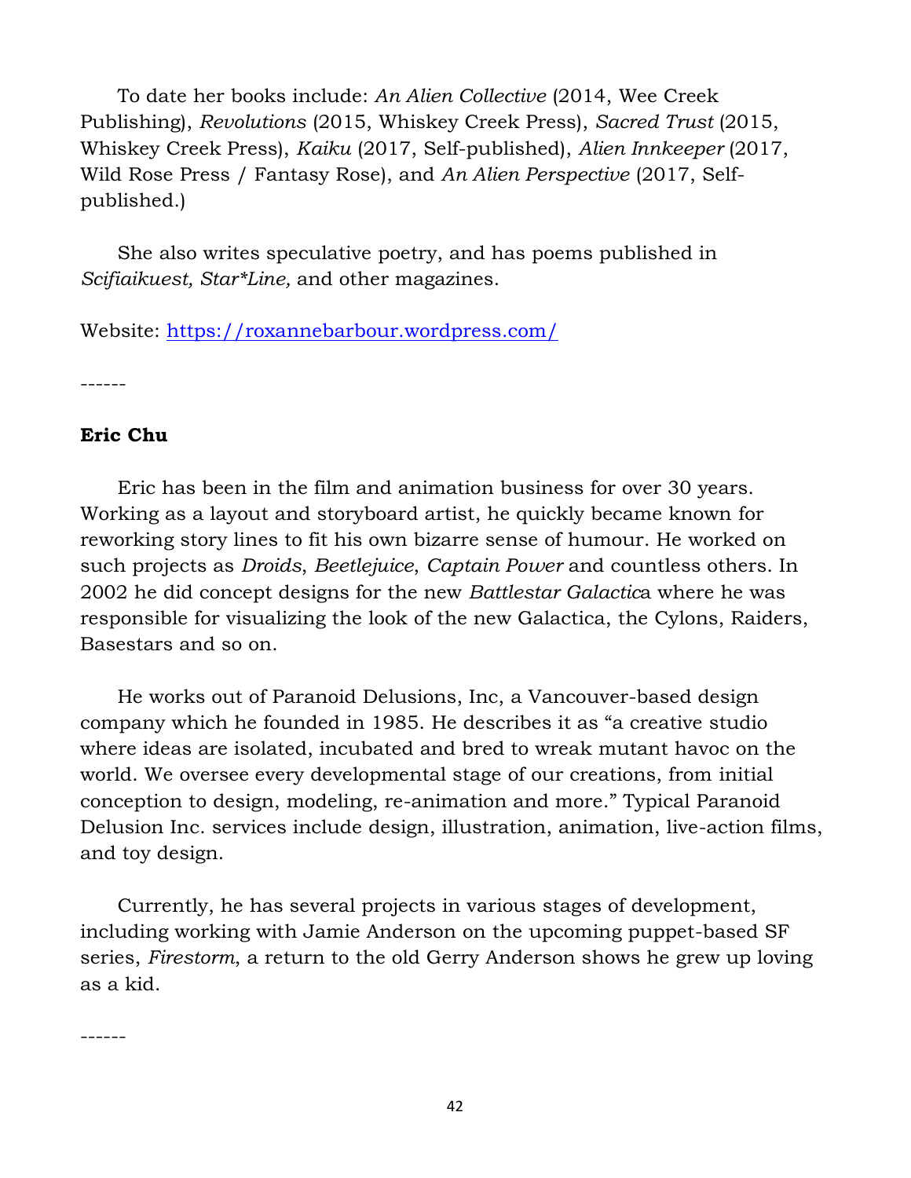To date her books include: *An Alien Collective* (2014, Wee Creek Publishing), *Revolutions* (2015, Whiskey Creek Press), *Sacred Trust* (2015, Whiskey Creek Press), *Kaiku* (2017, Self-published), *Alien Innkeeper* (2017, Wild Rose Press / Fantasy Rose), and *An Alien Perspective* (2017, Self-published.)

She also writes speculative poetry, and has poems published in *Scifiaikuest, Star*Line,* and other magazines.

Website: [https://roxannebarbour.wordpress.com/](https://roxannebarbour.wordpress.com/)

------

**Eric Chu**

Eric has been in the film and animation business for over 30 years. Working as a layout and storyboard artist, he quickly became known for reworking story lines to fit his own bizarre sense of humour. He worked on such projects as *Droids*, *Beetlejuice*, *Captain Power* and countless others. In 2002 he did concept designs for the new *Battlestar Galactic*a where he was responsible for visualizing the look of the new Galactica, the Cylons, Raiders, Basestars and so on.

He works out of Paranoid Delusions, Inc, a Vancouver-based design company which he founded in 1985. He describes it as "a creative studio where ideas are isolated, incubated and bred to wreak mutant havoc on the world. We oversee every developmental stage of our creations, from initial conception to design, modeling, re-animation and more." Typical Paranoid Delusion Inc. services include design, illustration, animation, live-action films, and toy design.

Currently, he has several projects in various stages of development, including working with Jamie Anderson on the upcoming puppet-based SF series, *Firestorm*, a return to the old Gerry Anderson shows he grew up loving as a kid.

------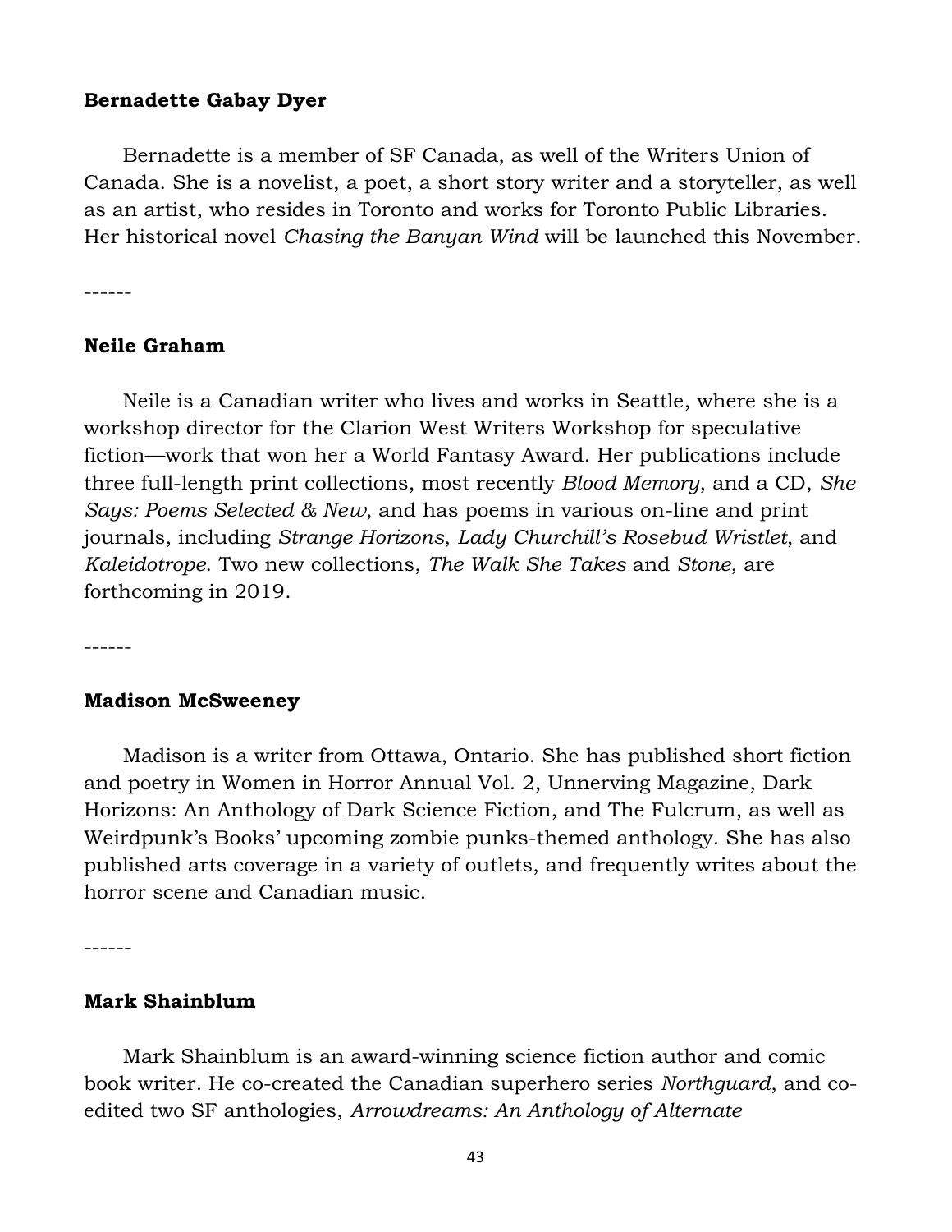**Bernadette Gabay Dyer**

Bernadette is a member of SF Canada, as well of the Writers Union of Canada. She is a novelist, a poet, a short story writer and a storyteller, as well as an artist, who resides in Toronto and works for Toronto Public Libraries. Her historical novel *Chasing the Banyan Wind* will be launched this November.

------

**Neile Graham**

Neile is a Canadian writer who lives and works in Seattle, where she is a workshop director for the Clarion West Writers Workshop for speculative fiction—work that won her a World Fantasy Award. Her publications include three full-length print collections, most recently *Blood Memory*, and a CD, *She Says: Poems Selected & New*, and has poems in various on-line and print journals, including *Strange Horizons*, *Lady Churchill's Rosebud Wristlet*, and *Kaleidotrope*. Two new collections, *The Walk She Takes* and *Stone*, are forthcoming in 2019.

------

**Madison McSweeney**

Madison is a writer from Ottawa, Ontario. She has published short fiction and poetry in Women in Horror Annual Vol. 2, Unnerving Magazine, Dark Horizons: An Anthology of Dark Science Fiction, and The Fulcrum, as well as Weirdpunk's Books' upcoming zombie punks-themed anthology. She has also published arts coverage in a variety of outlets, and frequently writes about the horror scene and Canadian music.

------

**Mark Shainblum**

Mark Shainblum is an award-winning science fiction author and comic book writer. He co-created the Canadian superhero series *Northguard*, and co-edited two SF anthologies, *Arrowdreams: An Anthology of Alternate*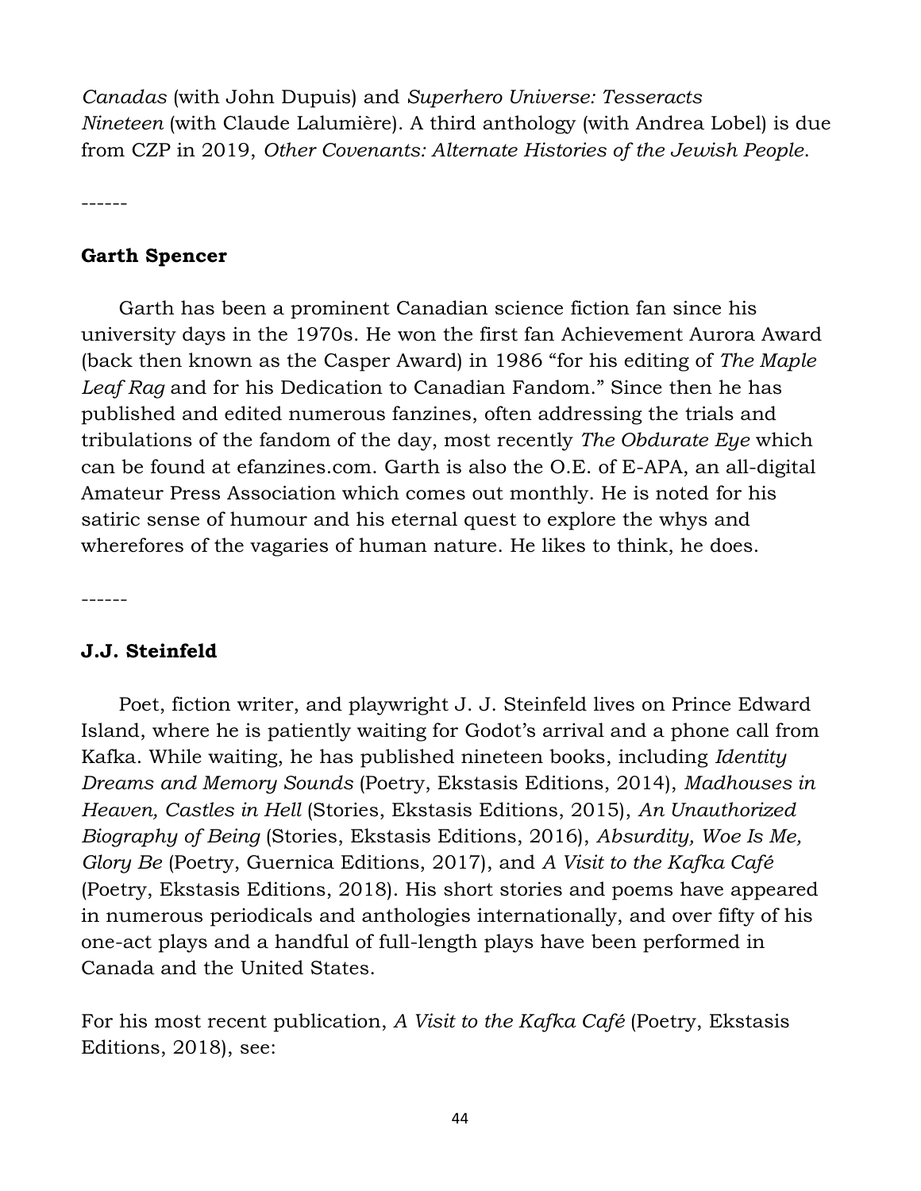*Canadas* (with John Dupuis) and *Superhero Universe: Tesseracts Nineteen* (with Claude Lalumière). A third anthology (with Andrea Lobel) is due from CZP in 2019, *Other Covenants: Alternate Histories of the Jewish People*.

------

**Garth Spencer**

Garth has been a prominent Canadian science fiction fan since his university days in the 1970s. He won the first fan Achievement Aurora Award (back then known as the Casper Award) in 1986 "for his editing of *The Maple Leaf Rag* and for his Dedication to Canadian Fandom." Since then he has published and edited numerous fanzines, often addressing the trials and tribulations of the fandom of the day, most recently *The Obdurate Eye* which can be found at efanzines.com. Garth is also the O.E. of E-APA, an all-digital Amateur Press Association which comes out monthly. He is noted for his satiric sense of humour and his eternal quest to explore the whys and wherefores of the vagaries of human nature. He likes to think, he does.

------

**J.J. Steinfeld**

Poet, fiction writer, and playwright J. J. Steinfeld lives on Prince Edward Island, where he is patiently waiting for Godot's arrival and a phone call from Kafka. While waiting, he has published nineteen books, including *Identity Dreams and Memory Sounds* (Poetry, Ekstasis Editions, 2014), *Madhouses in Heaven, Castles in Hell* (Stories, Ekstasis Editions, 2015), *An Unauthorized Biography of Being* (Stories, Ekstasis Editions, 2016), *Absurdity, Woe Is Me, Glory Be* (Poetry, Guernica Editions, 2017), and *A Visit to the Kafka Café* (Poetry, Ekstasis Editions, 2018). His short stories and poems have appeared in numerous periodicals and anthologies internationally, and over fifty of his one-act plays and a handful of full-length plays have been performed in Canada and the United States.

For his most recent publication, *A Visit to the Kafka Café* (Poetry, Ekstasis Editions, 2018), see: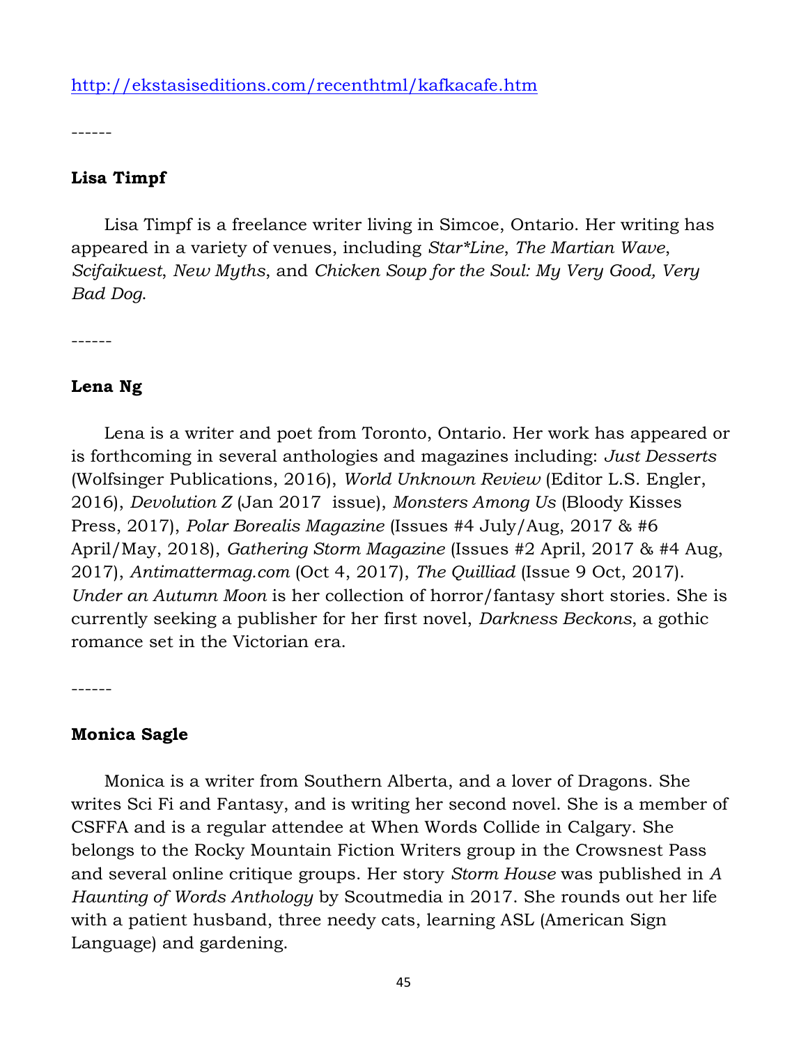http://ekstasiseditions.com/recenthtml/kafkacafe.htm

------

**Lisa Timpf**

Lisa Timpf is a freelance writer living in Simcoe, Ontario. Her writing has appeared in a variety of venues, including *Star*Line*, *The Martian Wave*, *Scifaikuest*, *New Myths*, and *Chicken Soup for the Soul: My Very Good, Very Bad Dog*.

------

**Lena Ng**

Lena is a writer and poet from Toronto, Ontario. Her work has appeared or is forthcoming in several anthologies and magazines including: *Just Desserts* (Wolfsinger Publications, 2016), *World Unknown Review* (Editor L.S. Engler, 2016), *Devolution Z* (Jan 2017 issue), *Monsters Among Us* (Bloody Kisses Press, 2017), *Polar Borealis Magazine* (Issues #4 July/Aug, 2017 & #6 April/May, 2018), *Gathering Storm Magazine* (Issues #2 April, 2017 & #4 Aug, 2017), *Antimattermag.com* (Oct 4, 2017), *The Quilliad* (Issue 9 Oct, 2017). *Under an Autumn Moon* is her collection of horror/fantasy short stories. She is currently seeking a publisher for her first novel, *Darkness Beckons*, a gothic romance set in the Victorian era.

------

**Monica Sagle**

Monica is a writer from Southern Alberta, and a lover of Dragons. She writes Sci Fi and Fantasy, and is writing her second novel. She is a member of CSFFA and is a regular attendee at When Words Collide in Calgary. She belongs to the Rocky Mountain Fiction Writers group in the Crowsnest Pass and several online critique groups. Her story *Storm House* was published in *A Haunting of Words Anthology* by Scoutmedia in 2017. She rounds out her life with a patient husband, three needy cats, learning ASL (American Sign Language) and gardening.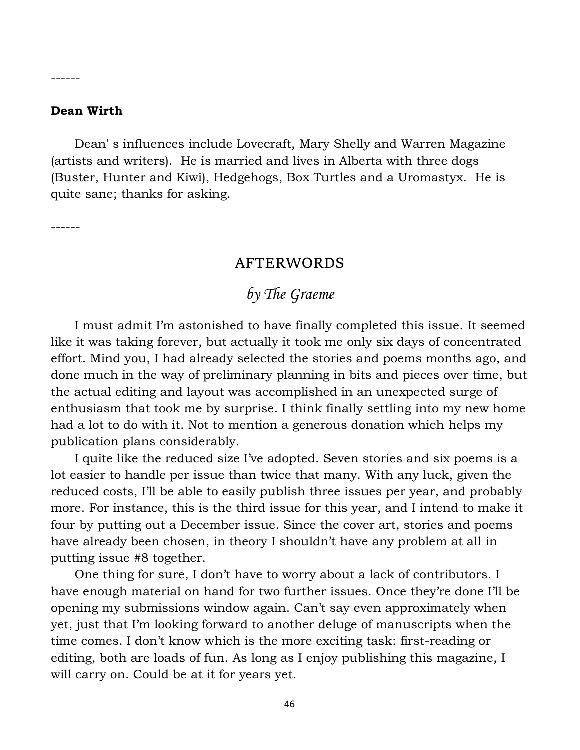------

**Dean Wirth**

Dean' s influences include Lovecraft, Mary Shelly and Warren Magazine (artists and writers).  He is married and lives in Alberta with three dogs (Buster, Hunter and Kiwi), Hedgehogs, Box Turtles and a Uromastyx.  He is quite sane; thanks for asking.

------

## AFTERWORDS

### *by The Graeme*

I must admit I'm astonished to have finally completed this issue. It seemed like it was taking forever, but actually it took me only six days of concentrated effort. Mind you, I had already selected the stories and poems months ago, and done much in the way of preliminary planning in bits and pieces over time, but the actual editing and layout was accomplished in an unexpected surge of enthusiasm that took me by surprise. I think finally settling into my new home had a lot to do with it. Not to mention a generous donation which helps my publication plans considerably.

I quite like the reduced size I've adopted. Seven stories and six poems is a lot easier to handle per issue than twice that many. With any luck, given the reduced costs, I'll be able to easily publish three issues per year, and probably more. For instance, this is the third issue for this year, and I intend to make it four by putting out a December issue. Since the cover art, stories and poems have already been chosen, in theory I shouldn't have any problem at all in putting issue #8 together.

One thing for sure, I don't have to worry about a lack of contributors. I have enough material on hand for two further issues. Once they're done I'll be opening my submissions window again. Can't say even approximately when yet, just that I'm looking forward to another deluge of manuscripts when the time comes. I don't know which is the more exciting task: first-reading or editing, both are loads of fun. As long as I enjoy publishing this magazine, I will carry on. Could be at it for years yet.